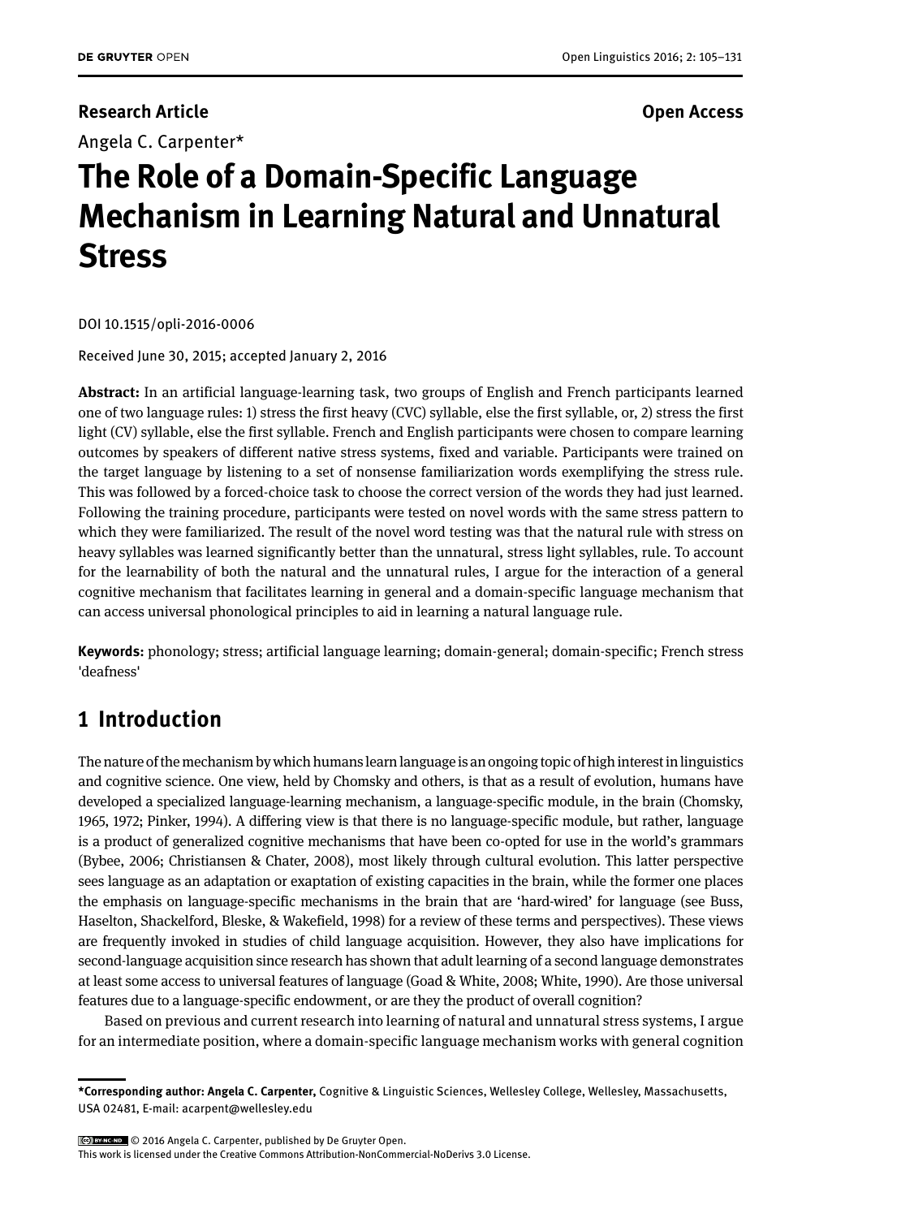**Research Article** **Open Access**

Angela C. Carpenter*

# The Role of a Domain-Specific Language Mechanism in Learning Natural and Unnatural Stress

DOI 10.1515/opli-2016-0006

Received June 30, 2015; accepted January 2, 2016

**Abstract:** In an artificial language-learning task, two groups of English and French participants learned one of two language rules: 1) stress the first heavy (CVC) syllable, else the first syllable, or, 2) stress the first light (CV) syllable, else the first syllable. French and English participants were chosen to compare learning outcomes by speakers of different native stress systems, fixed and variable. Participants were trained on the target language by listening to a set of nonsense familiarization words exemplifying the stress rule. This was followed by a forced-choice task to choose the correct version of the words they had just learned. Following the training procedure, participants were tested on novel words with the same stress pattern to which they were familiarized. The result of the novel word testing was that the natural rule with stress on heavy syllables was learned significantly better than the unnatural, stress light syllables, rule. To account for the learnability of both the natural and the unnatural rules, I argue for the interaction of a general cognitive mechanism that facilitates learning in general and a domain-specific language mechanism that can access universal phonological principles to aid in learning a natural language rule.

**Keywords:** phonology; stress; artificial language learning; domain-general; domain-specific; French stress 'deafness'

## 1 Introduction

The nature of the mechanism by which humans learn language is an ongoing topic of high interest in linguistics and cognitive science. One view, held by Chomsky and others, is that as a result of evolution, humans have developed a specialized language-learning mechanism, a language-specific module, in the brain (Chomsky, 1965, 1972; Pinker, 1994). A differing view is that there is no language-specific module, but rather, language is a product of generalized cognitive mechanisms that have been co-opted for use in the world's grammars (Bybee, 2006; Christiansen & Chater, 2008), most likely through cultural evolution. This latter perspective sees language as an adaptation or exaptation of existing capacities in the brain, while the former one places the emphasis on language-specific mechanisms in the brain that are 'hard-wired' for language (see Buss, Haselton, Shackelford, Bleske, & Wakefield, 1998) for a review of these terms and perspectives). These views are frequently invoked in studies of child language acquisition. However, they also have implications for second-language acquisition since research has shown that adult learning of a second language demonstrates at least some access to universal features of language (Goad & White, 2008; White, 1990). Are those universal features due to a language-specific endowment, or are they the product of overall cognition?

Based on previous and current research into learning of natural and unnatural stress systems, I argue for an intermediate position, where a domain-specific language mechanism works with general cognition

---

***Corresponding author: Angela C. Carpenter,** Cognitive & Linguistic Sciences, Wellesley College, Wellesley, Massachusetts, USA 02481, E-mail: acarpent@wellesley.edu

© 2016 Angela C. Carpenter, published by De Gruyter Open.
This work is licensed under the Creative Commons Attribution-NonCommercial-NoDerivs 3.0 License.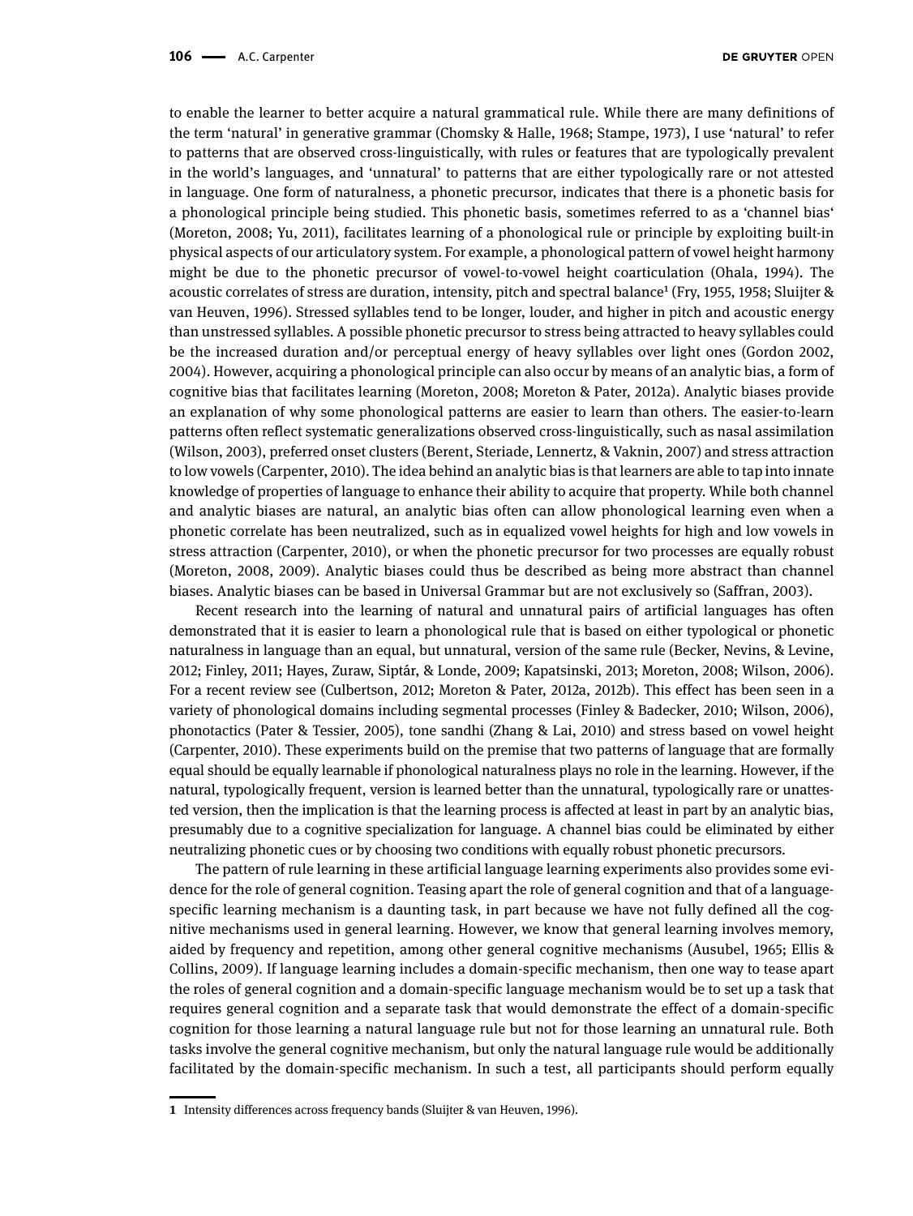to enable the learner to better acquire a natural grammatical rule. While there are many definitions of the term 'natural' in generative grammar (Chomsky & Halle, 1968; Stampe, 1973), I use 'natural' to refer to patterns that are observed cross-linguistically, with rules or features that are typologically prevalent in the world's languages, and 'unnatural' to patterns that are either typologically rare or not attested in language. One form of naturalness, a phonetic precursor, indicates that there is a phonetic basis for a phonological principle being studied. This phonetic basis, sometimes referred to as a 'channel bias' (Moreton, 2008; Yu, 2011), facilitates learning of a phonological rule or principle by exploiting built-in physical aspects of our articulatory system. For example, a phonological pattern of vowel height harmony might be due to the phonetic precursor of vowel-to-vowel height coarticulation (Ohala, 1994). The acoustic correlates of stress are duration, intensity, pitch and spectral balance[1] (Fry, 1955, 1958; Sluijter & van Heuven, 1996). Stressed syllables tend to be longer, louder, and higher in pitch and acoustic energy than unstressed syllables. A possible phonetic precursor to stress being attracted to heavy syllables could be the increased duration and/or perceptual energy of heavy syllables over light ones (Gordon 2002, 2004). However, acquiring a phonological principle can also occur by means of an analytic bias, a form of cognitive bias that facilitates learning (Moreton, 2008; Moreton & Pater, 2012a). Analytic biases provide an explanation of why some phonological patterns are easier to learn than others. The easier-to-learn patterns often reflect systematic generalizations observed cross-linguistically, such as nasal assimilation (Wilson, 2003), preferred onset clusters (Berent, Steriade, Lennertz, & Vaknin, 2007) and stress attraction to low vowels (Carpenter, 2010). The idea behind an analytic bias is that learners are able to tap into innate knowledge of properties of language to enhance their ability to acquire that property. While both channel and analytic biases are natural, an analytic bias often can allow phonological learning even when a phonetic correlate has been neutralized, such as in equalized vowel heights for high and low vowels in stress attraction (Carpenter, 2010), or when the phonetic precursor for two processes are equally robust (Moreton, 2008, 2009). Analytic biases could thus be described as being more abstract than channel biases. Analytic biases can be based in Universal Grammar but are not exclusively so (Saffran, 2003).

Recent research into the learning of natural and unnatural pairs of artificial languages has often demonstrated that it is easier to learn a phonological rule that is based on either typological or phonetic naturalness in language than an equal, but unnatural, version of the same rule (Becker, Nevins, & Levine, 2012; Finley, 2011; Hayes, Zuraw, Siptár, & Londe, 2009; Kapatsinski, 2013; Moreton, 2008; Wilson, 2006). For a recent review see (Culbertson, 2012; Moreton & Pater, 2012a, 2012b). This effect has been seen in a variety of phonological domains including segmental processes (Finley & Badecker, 2010; Wilson, 2006), phonotactics (Pater & Tessier, 2005), tone sandhi (Zhang & Lai, 2010) and stress based on vowel height (Carpenter, 2010). These experiments build on the premise that two patterns of language that are formally equal should be equally learnable if phonological naturalness plays no role in the learning. However, if the natural, typologically frequent, version is learned better than the unnatural, typologically rare or unattested version, then the implication is that the learning process is affected at least in part by an analytic bias, presumably due to a cognitive specialization for language. A channel bias could be eliminated by either neutralizing phonetic cues or by choosing two conditions with equally robust phonetic precursors.

The pattern of rule learning in these artificial language learning experiments also provides some evidence for the role of general cognition. Teasing apart the role of general cognition and that of a language-specific learning mechanism is a daunting task, in part because we have not fully defined all the cognitive mechanisms used in general learning. However, we know that general learning involves memory, aided by frequency and repetition, among other general cognitive mechanisms (Ausubel, 1965; Ellis & Collins, 2009). If language learning includes a domain-specific mechanism, then one way to tease apart the roles of general cognition and a domain-specific language mechanism would be to set up a task that requires general cognition and a separate task that would demonstrate the effect of a domain-specific cognition for those learning a natural language rule but not for those learning an unnatural rule. Both tasks involve the general cognitive mechanism, but only the natural language rule would be additionally facilitated by the domain-specific mechanism. In such a test, all participants should perform equally

[1] Intensity differences across frequency bands (Sluijter & van Heuven, 1996).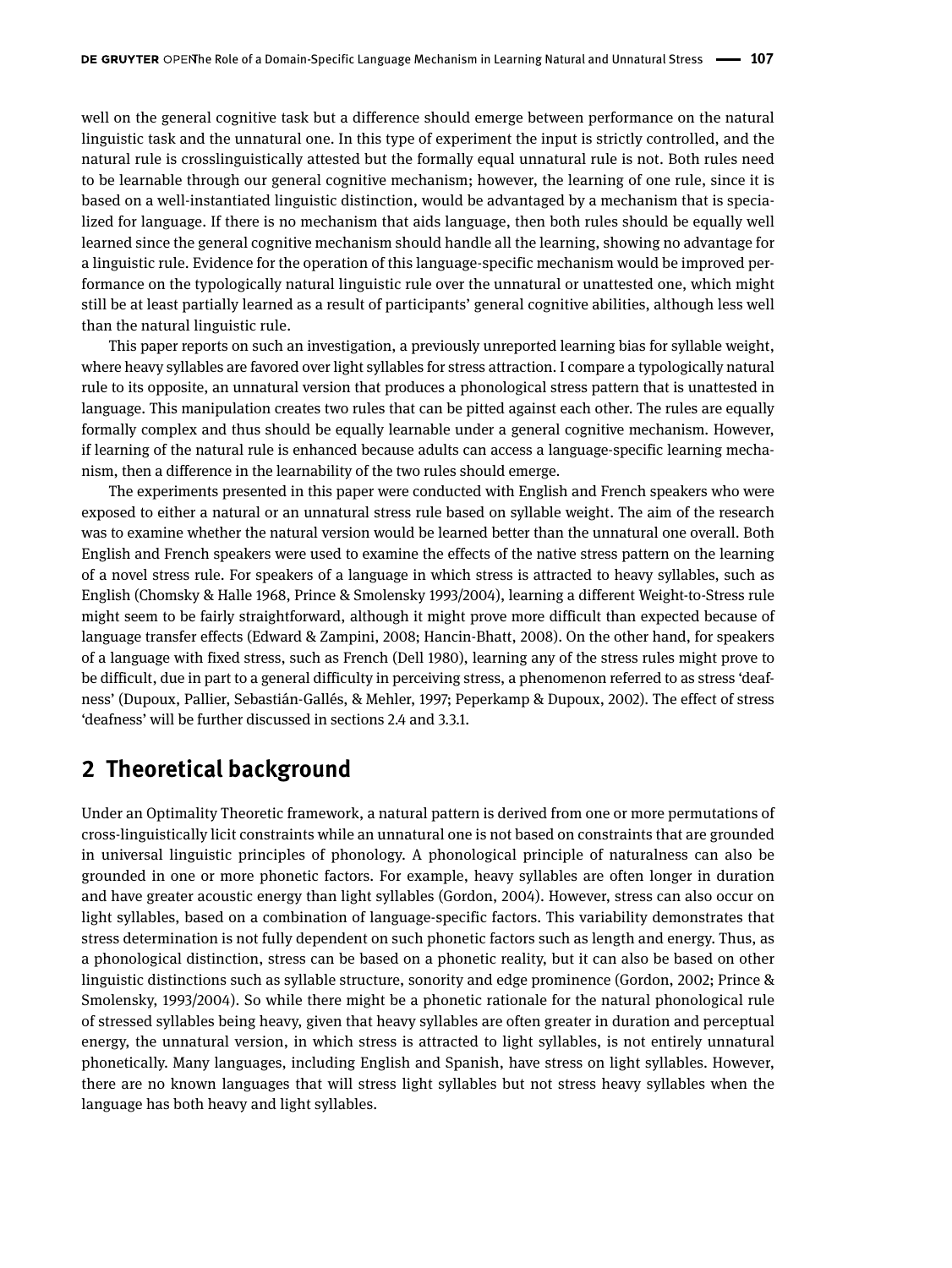well on the general cognitive task but a difference should emerge between performance on the natural linguistic task and the unnatural one. In this type of experiment the input is strictly controlled, and the natural rule is crosslinguistically attested but the formally equal unnatural rule is not. Both rules need to be learnable through our general cognitive mechanism; however, the learning of one rule, since it is based on a well-instantiated linguistic distinction, would be advantaged by a mechanism that is specialized for language. If there is no mechanism that aids language, then both rules should be equally well learned since the general cognitive mechanism should handle all the learning, showing no advantage for a linguistic rule. Evidence for the operation of this language-specific mechanism would be improved performance on the typologically natural linguistic rule over the unnatural or unattested one, which might still be at least partially learned as a result of participants' general cognitive abilities, although less well than the natural linguistic rule.

This paper reports on such an investigation, a previously unreported learning bias for syllable weight, where heavy syllables are favored over light syllables for stress attraction. I compare a typologically natural rule to its opposite, an unnatural version that produces a phonological stress pattern that is unattested in language. This manipulation creates two rules that can be pitted against each other. The rules are equally formally complex and thus should be equally learnable under a general cognitive mechanism. However, if learning of the natural rule is enhanced because adults can access a language-specific learning mechanism, then a difference in the learnability of the two rules should emerge.

The experiments presented in this paper were conducted with English and French speakers who were exposed to either a natural or an unnatural stress rule based on syllable weight. The aim of the research was to examine whether the natural version would be learned better than the unnatural one overall. Both English and French speakers were used to examine the effects of the native stress pattern on the learning of a novel stress rule. For speakers of a language in which stress is attracted to heavy syllables, such as English (Chomsky & Halle 1968, Prince & Smolensky 1993/2004), learning a different Weight-to-Stress rule might seem to be fairly straightforward, although it might prove more difficult than expected because of language transfer effects (Edward & Zampini, 2008; Hancin-Bhatt, 2008). On the other hand, for speakers of a language with fixed stress, such as French (Dell 1980), learning any of the stress rules might prove to be difficult, due in part to a general difficulty in perceiving stress, a phenomenon referred to as stress 'deafness' (Dupoux, Pallier, Sebastián-Gallés, & Mehler, 1997; Peperkamp & Dupoux, 2002). The effect of stress 'deafness' will be further discussed in sections 2.4 and 3.3.1.

## 2 Theoretical background

Under an Optimality Theoretic framework, a natural pattern is derived from one or more permutations of cross-linguistically licit constraints while an unnatural one is not based on constraints that are grounded in universal linguistic principles of phonology. A phonological principle of naturalness can also be grounded in one or more phonetic factors. For example, heavy syllables are often longer in duration and have greater acoustic energy than light syllables (Gordon, 2004). However, stress can also occur on light syllables, based on a combination of language-specific factors. This variability demonstrates that stress determination is not fully dependent on such phonetic factors such as length and energy. Thus, as a phonological distinction, stress can be based on a phonetic reality, but it can also be based on other linguistic distinctions such as syllable structure, sonority and edge prominence (Gordon, 2002; Prince & Smolensky, 1993/2004). So while there might be a phonetic rationale for the natural phonological rule of stressed syllables being heavy, given that heavy syllables are often greater in duration and perceptual energy, the unnatural version, in which stress is attracted to light syllables, is not entirely unnatural phonetically. Many languages, including English and Spanish, have stress on light syllables. However, there are no known languages that will stress light syllables but not stress heavy syllables when the language has both heavy and light syllables.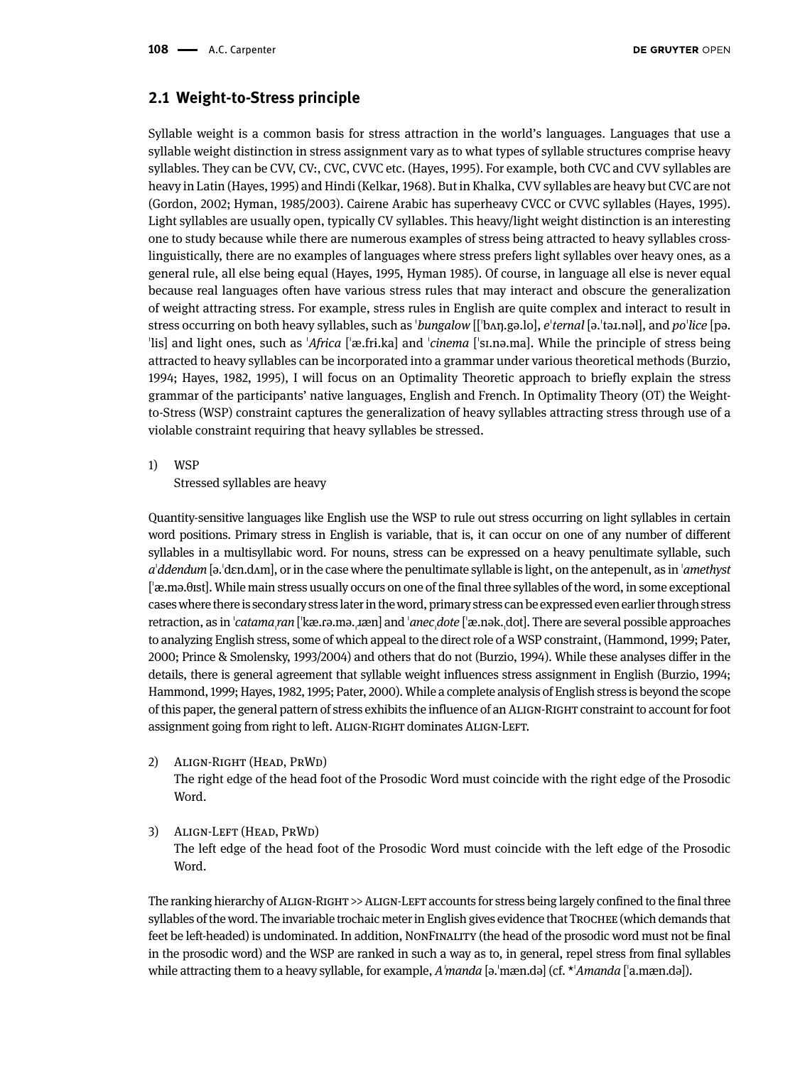## 2.1 Weight-to-Stress principle

Syllable weight is a common basis for stress attraction in the world's languages. Languages that use a syllable weight distinction in stress assignment vary as to what types of syllable structures comprise heavy syllables. They can be CVV, CV:, CVC, CVVC etc. (Hayes, 1995). For example, both CVC and CVV syllables are heavy in Latin (Hayes, 1995) and Hindi (Kelkar, 1968). But in Khalka, CVV syllables are heavy but CVC are not (Gordon, 2002; Hyman, 1985/2003). Cairene Arabic has superheavy CVCC or CVVC syllables (Hayes, 1995). Light syllables are usually open, typically CV syllables. This heavy/light weight distinction is an interesting one to study because while there are numerous examples of stress being attracted to heavy syllables cross-linguistically, there are no examples of languages where stress prefers light syllables over heavy ones, as a general rule, all else being equal (Hayes, 1995, Hyman 1985). Of course, in language all else is never equal because real languages often have various stress rules that may interact and obscure the generalization of weight attracting stress. For example, stress rules in English are quite complex and interact to result in stress occurring on both heavy syllables, such as ˈ*bungalow* [[ˈbʌŋ.gə.lo], *e*ˈ*ternal* [ə.ˈtəɪ.nəl], and *po*ˈ*lice* [pə.ˈlis] and light ones, such as ˈ*Africa* [ˈæ.fri.ka] and ˈ*cinema* [ˈsɪ.nə.ma]. While the principle of stress being attracted to heavy syllables can be incorporated into a grammar under various theoretical methods (Burzio, 1994; Hayes, 1982, 1995), I will focus on an Optimality Theoretic approach to briefly explain the stress grammar of the participants' native languages, English and French. In Optimality Theory (OT) the Weight-to-Stress (WSP) constraint captures the generalization of heavy syllables attracting stress through use of a violable constraint requiring that heavy syllables be stressed.

1) WSP
   Stressed syllables are heavy

Quantity-sensitive languages like English use the WSP to rule out stress occurring on light syllables in certain word positions. Primary stress in English is variable, that is, it can occur on one of any number of different syllables in a multisyllabic word. For nouns, stress can be expressed on a heavy penultimate syllable, such *a*ˈ*ddendum* [ə.ˈdɛn.dʌm], or in the case where the penultimate syllable is light, on the antepenult, as in ˈ*amethyst* [ˈæ.mə.θɪst]. While main stress usually occurs on one of the final three syllables of the word, in some exceptional cases where there is secondary stress later in the word, primary stress can be expressed even earlier through stress retraction, as in ˈ*catama*ˌ*ran* [ˈkæ.ɾə.mə.ˌɹæn] and ˈ*anec*ˌ*dote* [ˈæ.nək.ˌdot]. There are several possible approaches to analyzing English stress, some of which appeal to the direct role of a WSP constraint, (Hammond, 1999; Pater, 2000; Prince & Smolensky, 1993/2004) and others that do not (Burzio, 1994). While these analyses differ in the details, there is general agreement that syllable weight influences stress assignment in English (Burzio, 1994; Hammond, 1999; Hayes, 1982, 1995; Pater, 2000). While a complete analysis of English stress is beyond the scope of this paper, the general pattern of stress exhibits the influence of an ALIGN-RIGHT constraint to account for foot assignment going from right to left. ALIGN-RIGHT dominates ALIGN-LEFT.

2) ALIGN-RIGHT (HEAD, PRWD)
   The right edge of the head foot of the Prosodic Word must coincide with the right edge of the Prosodic Word.

3) ALIGN-LEFT (HEAD, PRWD)
   The left edge of the head foot of the Prosodic Word must coincide with the left edge of the Prosodic Word.

The ranking hierarchy of ALIGN-RIGHT >> ALIGN-LEFT accounts for stress being largely confined to the final three syllables of the word. The invariable trochaic meter in English gives evidence that TROCHEE (which demands that feet be left-headed) is undominated. In addition, NONFINALITY (the head of the prosodic word must not be final in the prosodic word) and the WSP are ranked in such a way as to, in general, repel stress from final syllables while attracting them to a heavy syllable, for example, *A*ˈ*manda* [ə.ˈmæn.də] (cf. *ˈ*Amanda* [ˈa.mæn.də]).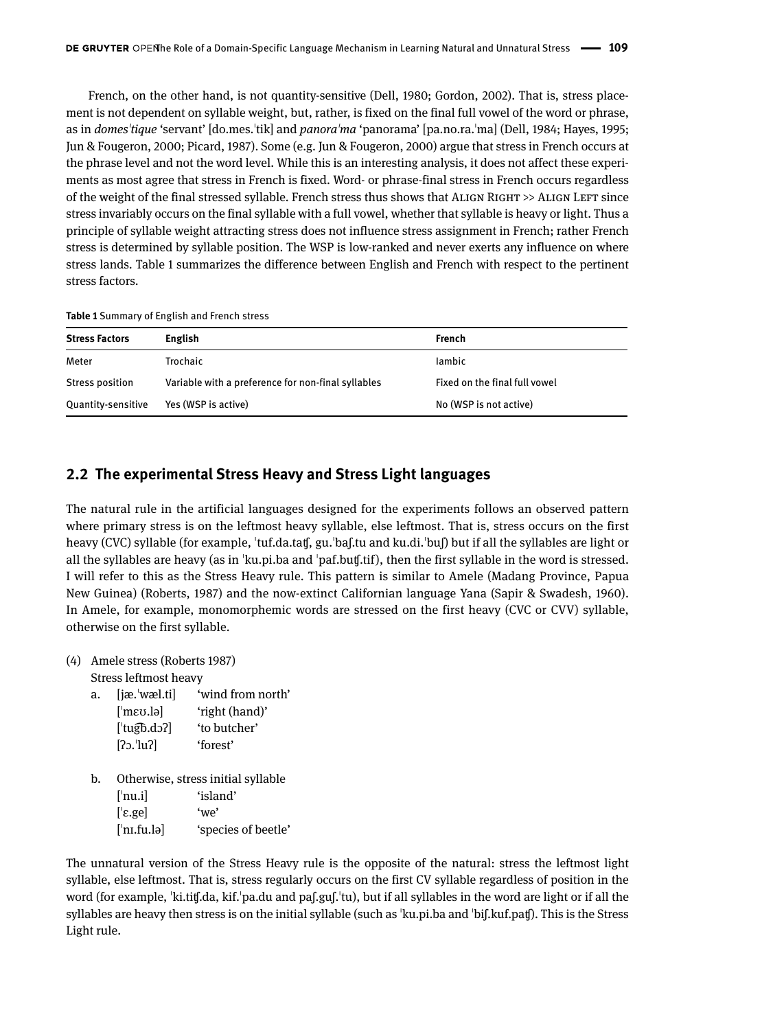French, on the other hand, is not quantity-sensitive (Dell, 1980; Gordon, 2002). That is, stress placement is not dependent on syllable weight, but, rather, is fixed on the final full vowel of the word or phrase, as in *domesˈtique* ‘servant’ [do.mes.ˈtik] and *panoraˈma* ‘panorama’ [pa.no.ra.ˈma] (Dell, 1984; Hayes, 1995; Jun & Fougeron, 2000; Picard, 1987). Some (e.g. Jun & Fougeron, 2000) argue that stress in French occurs at the phrase level and not the word level. While this is an interesting analysis, it does not affect these experiments as most agree that stress in French is fixed. Word- or phrase-final stress in French occurs regardless of the weight of the final stressed syllable. French stress thus shows that Align Right >> Align Left since stress invariably occurs on the final syllable with a full vowel, whether that syllable is heavy or light. Thus a principle of syllable weight attracting stress does not influence stress assignment in French; rather French stress is determined by syllable position. The WSP is low-ranked and never exerts any influence on where stress lands. Table 1 summarizes the difference between English and French with respect to the pertinent stress factors.

**Table 1** Summary of English and French stress

| Stress Factors | English | French |
|---|---|---|
| Meter | Trochaic | Iambic |
| Stress position | Variable with a preference for non-final syllables | Fixed on the final full vowel |
| Quantity-sensitive | Yes (WSP is active) | No (WSP is not active) |

## 2.2 The experimental Stress Heavy and Stress Light languages

The natural rule in the artificial languages designed for the experiments follows an observed pattern where primary stress is on the leftmost heavy syllable, else leftmost. That is, stress occurs on the first heavy (CVC) syllable (for example, ˈtuf.da.taʧ, gu.ˈbaʃ.tu and ku.di.ˈbuʃ) but if all the syllables are light or all the syllables are heavy (as in ˈku.pi.ba and ˈpaf.buʧ.tif), then the first syllable in the word is stressed. I will refer to this as the Stress Heavy rule. This pattern is similar to Amele (Madang Province, Papua New Guinea) (Roberts, 1987) and the now-extinct Californian language Yana (Sapir & Swadesh, 1960). In Amele, for example, monomorphemic words are stressed on the first heavy (CVC or CVV) syllable, otherwise on the first syllable.

(4) Amele stress (Roberts 1987)
Stress leftmost heavy

a. [jæ.ˈwæl.ti] ‘wind from north’
[ˈmɛʊ.lə] ‘right (hand)’
[ˈtug͡b.dɔʔ] ‘to butcher’
[ʔɔ.ˈluʔ] ‘forest’

b. Otherwise, stress initial syllable
[ˈnu.i] ‘island’
[ˈɛ.ge] ‘we’
[ˈnɪ.fu.lə] ‘species of beetle’

The unnatural version of the Stress Heavy rule is the opposite of the natural: stress the leftmost light syllable, else leftmost. That is, stress regularly occurs on the first CV syllable regardless of position in the word (for example, ˈki.tiʧ.da, kif.ˈpa.du and paʃ.guʃ.ˈtu), but if all syllables in the word are light or if all the syllables are heavy then stress is on the initial syllable (such as ˈku.pi.ba and ˈbiʃ.kuf.paʧ). This is the Stress Light rule.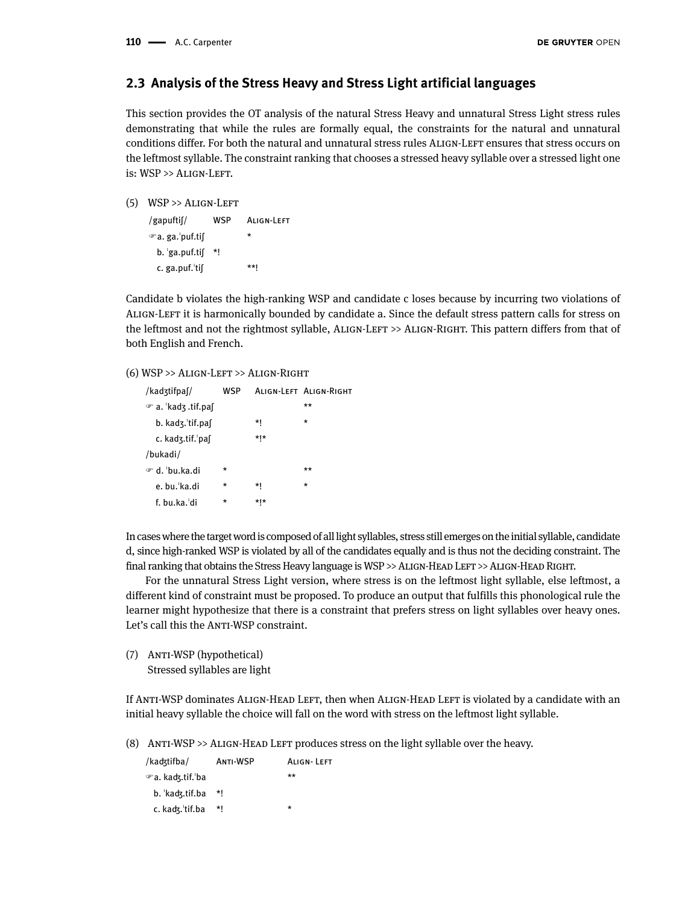## 2.3 Analysis of the Stress Heavy and Stress Light artificial languages

This section provides the OT analysis of the natural Stress Heavy and unnatural Stress Light stress rules demonstrating that while the rules are formally equal, the constraints for the natural and unnatural conditions differ. For both the natural and unnatural stress rules ALIGN-LEFT ensures that stress occurs on the leftmost syllable. The constraint ranking that chooses a stressed heavy syllable over a stressed light one is: WSP >> ALIGN-LEFT.

(5) WSP >> ALIGN-LEFT

| /gapuftiʃ/ | WSP | ALIGN-LEFT |
|---|---|---|
| ☞a. ga.ˈpuf.tiʃ | | * |
| b. ˈga.puf.tiʃ | *! | |
| c. ga.puf.ˈtiʃ | | **! |

Candidate b violates the high-ranking WSP and candidate c loses because by incurring two violations of ALIGN-LEFT it is harmonically bounded by candidate a. Since the default stress pattern calls for stress on the leftmost and not the rightmost syllable, ALIGN-LEFT >> ALIGN-RIGHT. This pattern differs from that of both English and French.

(6) WSP >> ALIGN-LEFT >> ALIGN-RIGHT

| /kadʒtifpaʃ/ | WSP | ALIGN-LEFT | ALIGN-RIGHT |
|---|---|---|---|
| ☞ a. ˈkadʒ .tif.paʃ | | | ** |
| b. kadʒ.ˈtif.paʃ | | *! | * |
| c. kadʒ.tif.ˈpaʃ | | *!* | |
| /bukadi/ | | | |
| ☞ d. ˈbu.ka.di | * | | ** |
| e. bu.ˈka.di | * | *! | * |
| f. bu.ka.ˈdi | * | *!* | |

In cases where the target word is composed of all light syllables, stress still emerges on the initial syllable, candidate d, since high-ranked WSP is violated by all of the candidates equally and is thus not the deciding constraint. The final ranking that obtains the Stress Heavy language is WSP >> ALIGN-HEAD LEFT >> ALIGN-HEAD RIGHT.

For the unnatural Stress Light version, where stress is on the leftmost light syllable, else leftmost, a different kind of constraint must be proposed. To produce an output that fulfills this phonological rule the learner might hypothesize that there is a constraint that prefers stress on light syllables over heavy ones. Let's call this the ANTI-WSP constraint.

(7) ANTI-WSP (hypothetical)
Stressed syllables are light

If ANTI-WSP dominates ALIGN-HEAD LEFT, then when ALIGN-HEAD LEFT is violated by a candidate with an initial heavy syllable the choice will fall on the word with stress on the leftmost light syllable.

(8) ANTI-WSP >> ALIGN-HEAD LEFT produces stress on the light syllable over the heavy.

| /kadʒtifba/ | ANTI-WSP | ALIGN- LEFT |
|---|---|---|
| ☞a. kadʒ.tif.ˈba | | ** |
| b. ˈkadʒ.tif.ba | *! | |
| c. kadʒ.ˈtif.ba | *! | * |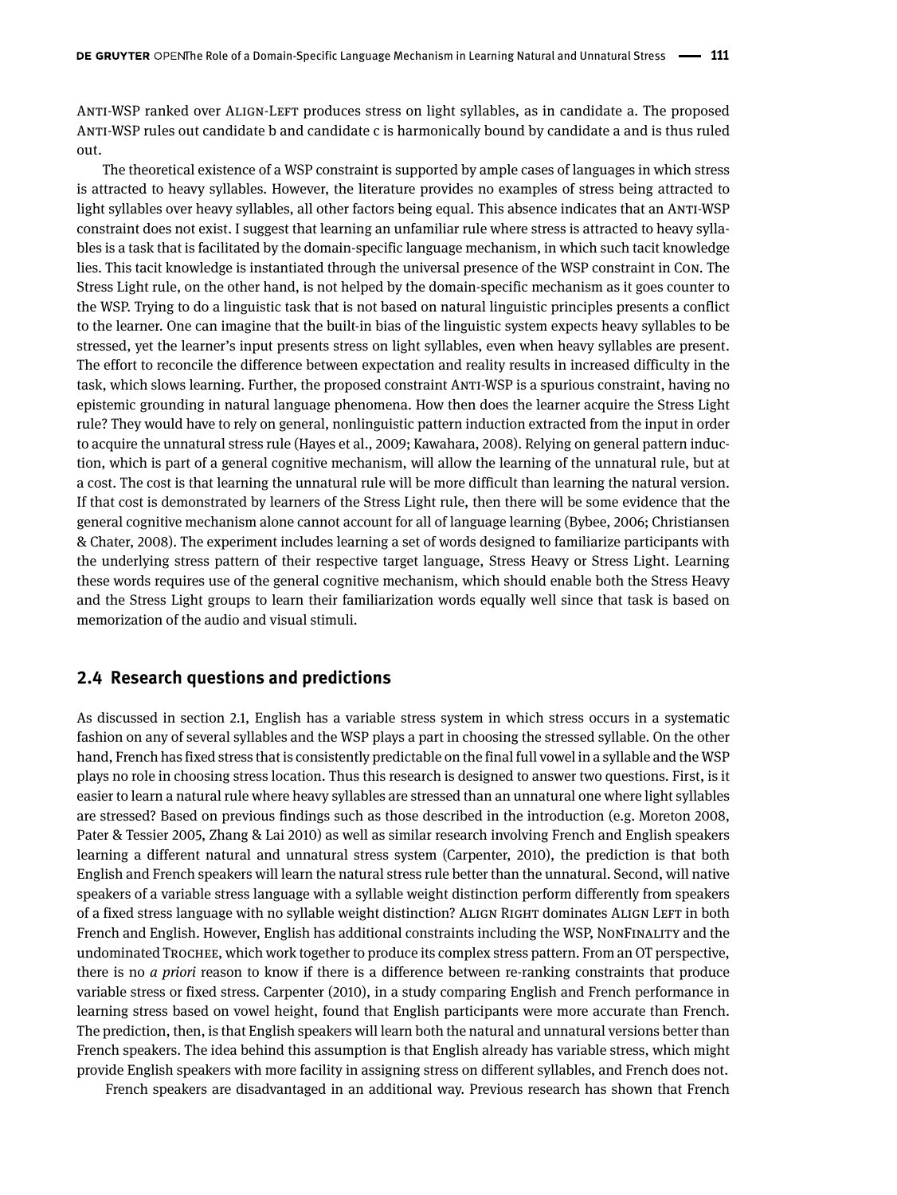Anti-WSP ranked over Align-Left produces stress on light syllables, as in candidate a. The proposed Anti-WSP rules out candidate b and candidate c is harmonically bound by candidate a and is thus ruled out.

The theoretical existence of a WSP constraint is supported by ample cases of languages in which stress is attracted to heavy syllables. However, the literature provides no examples of stress being attracted to light syllables over heavy syllables, all other factors being equal. This absence indicates that an Anti-WSP constraint does not exist. I suggest that learning an unfamiliar rule where stress is attracted to heavy syllables is a task that is facilitated by the domain-specific language mechanism, in which such tacit knowledge lies. This tacit knowledge is instantiated through the universal presence of the WSP constraint in Con. The Stress Light rule, on the other hand, is not helped by the domain-specific mechanism as it goes counter to the WSP. Trying to do a linguistic task that is not based on natural linguistic principles presents a conflict to the learner. One can imagine that the built-in bias of the linguistic system expects heavy syllables to be stressed, yet the learner's input presents stress on light syllables, even when heavy syllables are present. The effort to reconcile the difference between expectation and reality results in increased difficulty in the task, which slows learning. Further, the proposed constraint Anti-WSP is a spurious constraint, having no epistemic grounding in natural language phenomena. How then does the learner acquire the Stress Light rule? They would have to rely on general, nonlinguistic pattern induction extracted from the input in order to acquire the unnatural stress rule (Hayes et al., 2009; Kawahara, 2008). Relying on general pattern induction, which is part of a general cognitive mechanism, will allow the learning of the unnatural rule, but at a cost. The cost is that learning the unnatural rule will be more difficult than learning the natural version. If that cost is demonstrated by learners of the Stress Light rule, then there will be some evidence that the general cognitive mechanism alone cannot account for all of language learning (Bybee, 2006; Christiansen & Chater, 2008). The experiment includes learning a set of words designed to familiarize participants with the underlying stress pattern of their respective target language, Stress Heavy or Stress Light. Learning these words requires use of the general cognitive mechanism, which should enable both the Stress Heavy and the Stress Light groups to learn their familiarization words equally well since that task is based on memorization of the audio and visual stimuli.

## 2.4 Research questions and predictions

As discussed in section 2.1, English has a variable stress system in which stress occurs in a systematic fashion on any of several syllables and the WSP plays a part in choosing the stressed syllable. On the other hand, French has fixed stress that is consistently predictable on the final full vowel in a syllable and the WSP plays no role in choosing stress location. Thus this research is designed to answer two questions. First, is it easier to learn a natural rule where heavy syllables are stressed than an unnatural one where light syllables are stressed? Based on previous findings such as those described in the introduction (e.g. Moreton 2008, Pater & Tessier 2005, Zhang & Lai 2010) as well as similar research involving French and English speakers learning a different natural and unnatural stress system (Carpenter, 2010), the prediction is that both English and French speakers will learn the natural stress rule better than the unnatural. Second, will native speakers of a variable stress language with a syllable weight distinction perform differently from speakers of a fixed stress language with no syllable weight distinction? Align Right dominates Align Left in both French and English. However, English has additional constraints including the WSP, NonFinality and the undominated Trochee, which work together to produce its complex stress pattern. From an OT perspective, there is no *a priori* reason to know if there is a difference between re-ranking constraints that produce variable stress or fixed stress. Carpenter (2010), in a study comparing English and French performance in learning stress based on vowel height, found that English participants were more accurate than French. The prediction, then, is that English speakers will learn both the natural and unnatural versions better than French speakers. The idea behind this assumption is that English already has variable stress, which might provide English speakers with more facility in assigning stress on different syllables, and French does not.

French speakers are disadvantaged in an additional way. Previous research has shown that French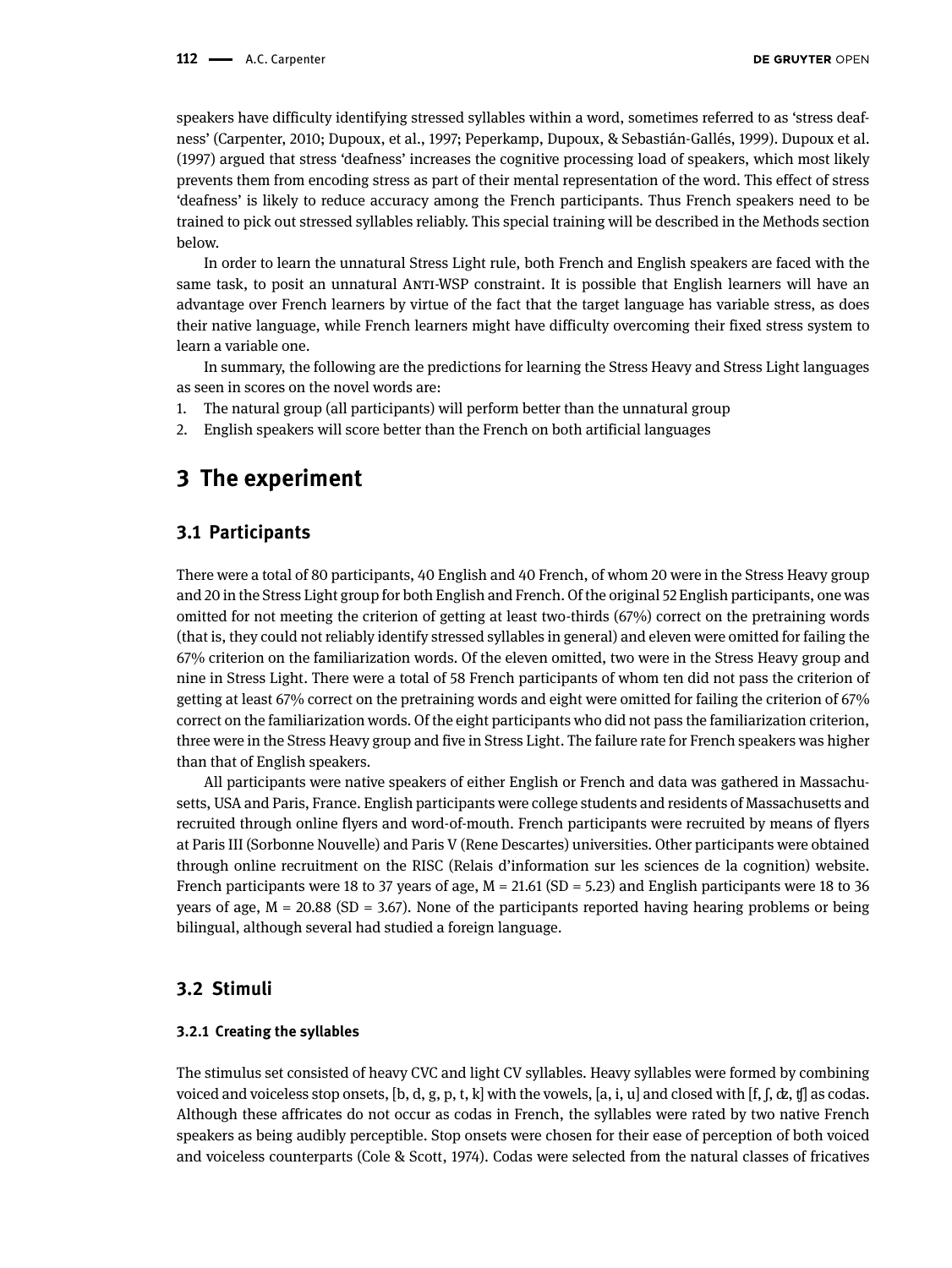speakers have difficulty identifying stressed syllables within a word, sometimes referred to as 'stress deafness' (Carpenter, 2010; Dupoux, et al., 1997; Peperkamp, Dupoux, & Sebastián-Gallés, 1999). Dupoux et al. (1997) argued that stress 'deafness' increases the cognitive processing load of speakers, which most likely prevents them from encoding stress as part of their mental representation of the word. This effect of stress 'deafness' is likely to reduce accuracy among the French participants. Thus French speakers need to be trained to pick out stressed syllables reliably. This special training will be described in the Methods section below.

In order to learn the unnatural Stress Light rule, both French and English speakers are faced with the same task, to posit an unnatural ANTI-WSP constraint. It is possible that English learners will have an advantage over French learners by virtue of the fact that the target language has variable stress, as does their native language, while French learners might have difficulty overcoming their fixed stress system to learn a variable one.

In summary, the following are the predictions for learning the Stress Heavy and Stress Light languages as seen in scores on the novel words are:

1. The natural group (all participants) will perform better than the unnatural group
2. English speakers will score better than the French on both artificial languages

# 3 The experiment

## 3.1 Participants

There were a total of 80 participants, 40 English and 40 French, of whom 20 were in the Stress Heavy group and 20 in the Stress Light group for both English and French. Of the original 52 English participants, one was omitted for not meeting the criterion of getting at least two-thirds (67%) correct on the pretraining words (that is, they could not reliably identify stressed syllables in general) and eleven were omitted for failing the 67% criterion on the familiarization words. Of the eleven omitted, two were in the Stress Heavy group and nine in Stress Light. There were a total of 58 French participants of whom ten did not pass the criterion of getting at least 67% correct on the pretraining words and eight were omitted for failing the criterion of 67% correct on the familiarization words. Of the eight participants who did not pass the familiarization criterion, three were in the Stress Heavy group and five in Stress Light. The failure rate for French speakers was higher than that of English speakers.

All participants were native speakers of either English or French and data was gathered in Massachusetts, USA and Paris, France. English participants were college students and residents of Massachusetts and recruited through online flyers and word-of-mouth. French participants were recruited by means of flyers at Paris III (Sorbonne Nouvelle) and Paris V (Rene Descartes) universities. Other participants were obtained through online recruitment on the RISC (Relais d'information sur les sciences de la cognition) website. French participants were 18 to 37 years of age, M = 21.61 (SD = 5.23) and English participants were 18 to 36 years of age, M = 20.88 (SD = 3.67). None of the participants reported having hearing problems or being bilingual, although several had studied a foreign language.

## 3.2 Stimuli

### 3.2.1 Creating the syllables

The stimulus set consisted of heavy CVC and light CV syllables. Heavy syllables were formed by combining voiced and voiceless stop onsets, [b, d, g, p, t, k] with the vowels, [a, i, u] and closed with [f, ʃ, ʤ, ʧ] as codas. Although these affricates do not occur as codas in French, the syllables were rated by two native French speakers as being audibly perceptible. Stop onsets were chosen for their ease of perception of both voiced and voiceless counterparts (Cole & Scott, 1974). Codas were selected from the natural classes of fricatives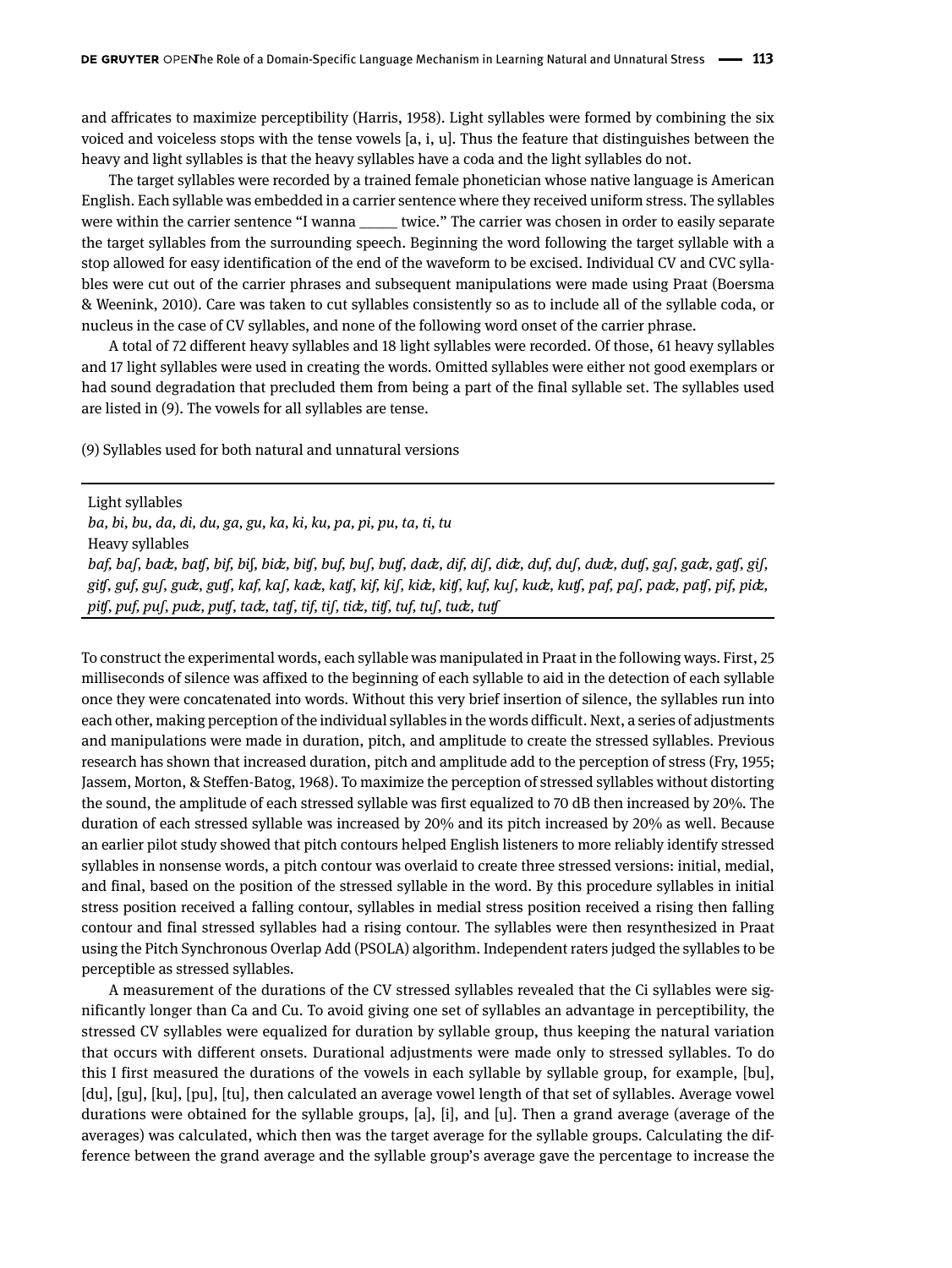and affricates to maximize perceptibility (Harris, 1958). Light syllables were formed by combining the six voiced and voiceless stops with the tense vowels [a, i, u]. Thus the feature that distinguishes between the heavy and light syllables is that the heavy syllables have a coda and the light syllables do not.

The target syllables were recorded by a trained female phonetician whose native language is American English. Each syllable was embedded in a carrier sentence where they received uniform stress. The syllables were within the carrier sentence "I wanna _____ twice." The carrier was chosen in order to easily separate the target syllables from the surrounding speech. Beginning the word following the target syllable with a stop allowed for easy identification of the end of the waveform to be excised. Individual CV and CVC syllables were cut out of the carrier phrases and subsequent manipulations were made using Praat (Boersma & Weenink, 2010). Care was taken to cut syllables consistently so as to include all of the syllable coda, or nucleus in the case of CV syllables, and none of the following word onset of the carrier phrase.

A total of 72 different heavy syllables and 18 light syllables were recorded. Of those, 61 heavy syllables and 17 light syllables were used in creating the words. Omitted syllables were either not good exemplars or had sound degradation that precluded them from being a part of the final syllable set. The syllables used are listed in (9). The vowels for all syllables are tense.

(9) Syllables used for both natural and unnatural versions

Light syllables
*ba, bi, bu, da, di, du, ga, gu, ka, ki, ku, pa, pi, pu, ta, ti, tu*
Heavy syllables
*baf, baʃ, baʤ, baʧ, bif, biʃ, biʤ, biʧ, buf, buʃ, buʧ, daʤ, dif, diʃ, diʤ, duf, duʃ, duʤ, duʧ, gaʃ, gaʤ, gaʧ, giʃ, giʧ, guf, guʃ, guʤ, guʧ, kaf, kaʃ, kaʤ, kaʧ, kif, kiʃ, kiʤ, kiʧ, kuf, kuʃ, kuʤ, kuʧ, paf, paʃ, paʤ, paʧ, pif, piʤ, piʧ, puf, puʃ, puʤ, puʧ, taʤ, taʧ, tif, tiʃ, tiʤ, tiʧ, tuf, tuʃ, tuʤ, tuʧ*

To construct the experimental words, each syllable was manipulated in Praat in the following ways. First, 25 milliseconds of silence was affixed to the beginning of each syllable to aid in the detection of each syllable once they were concatenated into words. Without this very brief insertion of silence, the syllables run into each other, making perception of the individual syllables in the words difficult. Next, a series of adjustments and manipulations were made in duration, pitch, and amplitude to create the stressed syllables. Previous research has shown that increased duration, pitch and amplitude add to the perception of stress (Fry, 1955; Jassem, Morton, & Steffen-Batog, 1968). To maximize the perception of stressed syllables without distorting the sound, the amplitude of each stressed syllable was first equalized to 70 dB then increased by 20%. The duration of each stressed syllable was increased by 20% and its pitch increased by 20% as well. Because an earlier pilot study showed that pitch contours helped English listeners to more reliably identify stressed syllables in nonsense words, a pitch contour was overlaid to create three stressed versions: initial, medial, and final, based on the position of the stressed syllable in the word. By this procedure syllables in initial stress position received a falling contour, syllables in medial stress position received a rising then falling contour and final stressed syllables had a rising contour. The syllables were then resynthesized in Praat using the Pitch Synchronous Overlap Add (PSOLA) algorithm. Independent raters judged the syllables to be perceptible as stressed syllables.

A measurement of the durations of the CV stressed syllables revealed that the Ci syllables were significantly longer than Ca and Cu. To avoid giving one set of syllables an advantage in perceptibility, the stressed CV syllables were equalized for duration by syllable group, thus keeping the natural variation that occurs with different onsets. Durational adjustments were made only to stressed syllables. To do this I first measured the durations of the vowels in each syllable by syllable group, for example, [bu], [du], [gu], [ku], [pu], [tu], then calculated an average vowel length of that set of syllables. Average vowel durations were obtained for the syllable groups, [a], [i], and [u]. Then a grand average (average of the averages) was calculated, which then was the target average for the syllable groups. Calculating the difference between the grand average and the syllable group's average gave the percentage to increase the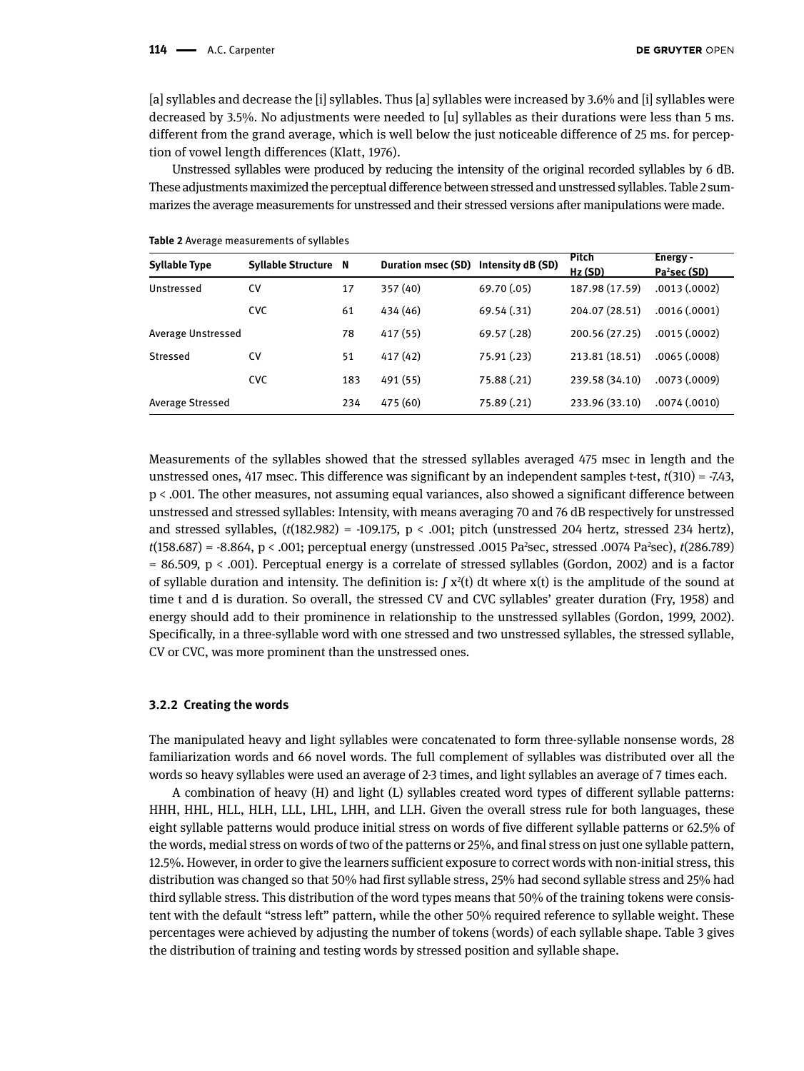[a] syllables and decrease the [i] syllables. Thus [a] syllables were increased by 3.6% and [i] syllables were decreased by 3.5%. No adjustments were needed to [u] syllables as their durations were less than 5 ms. different from the grand average, which is well below the just noticeable difference of 25 ms. for perception of vowel length differences (Klatt, 1976).

Unstressed syllables were produced by reducing the intensity of the original recorded syllables by 6 dB. These adjustments maximized the perceptual difference between stressed and unstressed syllables. Table 2 summarizes the average measurements for unstressed and their stressed versions after manipulations were made.

**Table 2** Average measurements of syllables

| Syllable Type | Syllable Structure | N | Duration msec (SD) | Intensity dB (SD) | Pitch Hz (SD) | Energy - $Pa^2$sec (SD) |
|---|---|---|---|---|---|---|
| Unstressed | CV | 17 | 357 (40) | 69.70 (.05) | 187.98 (17.59) | .0013 (.0002) |
| | CVC | 61 | 434 (46) | 69.54 (.31) | 204.07 (28.51) | .0016 (.0001) |
| Average Unstressed | | 78 | 417 (55) | 69.57 (.28) | 200.56 (27.25) | .0015 (.0002) |
| Stressed | CV | 51 | 417 (42) | 75.91 (.23) | 213.81 (18.51) | .0065 (.0008) |
| | CVC | 183 | 491 (55) | 75.88 (.21) | 239.58 (34.10) | .0073 (.0009) |
| Average Stressed | | 234 | 475 (60) | 75.89 (.21) | 233.96 (33.10) | .0074 (.0010) |

Measurements of the syllables showed that the stressed syllables averaged 475 msec in length and the unstressed ones, 417 msec. This difference was significant by an independent samples t-test, $t(310) = -7.43$, $p < .001$. The other measures, not assuming equal variances, also showed a significant difference between unstressed and stressed syllables: Intensity, with means averaging 70 and 76 dB respectively for unstressed and stressed syllables, ($t(182.982) = -109.175$, $p < .001$; pitch (unstressed 204 hertz, stressed 234 hertz), $t(158.687) = -8.864$, $p < .001$; perceptual energy (unstressed .0015 $Pa^2$sec, stressed .0074 $Pa^2$sec), $t(286.789) = 86.509$, $p < .001$). Perceptual energy is a correlate of stressed syllables (Gordon, 2002) and is a factor of syllable duration and intensity. The definition is: $\int x^2(t)\, dt$ where x(t) is the amplitude of the sound at time t and d is duration. So overall, the stressed CV and CVC syllables' greater duration (Fry, 1958) and energy should add to their prominence in relationship to the unstressed syllables (Gordon, 1999, 2002). Specifically, in a three-syllable word with one stressed and two unstressed syllables, the stressed syllable, CV or CVC, was more prominent than the unstressed ones.

### 3.2.2 Creating the words

The manipulated heavy and light syllables were concatenated to form three-syllable nonsense words, 28 familiarization words and 66 novel words. The full complement of syllables was distributed over all the words so heavy syllables were used an average of 2-3 times, and light syllables an average of 7 times each.

A combination of heavy (H) and light (L) syllables created word types of different syllable patterns: HHH, HHL, HLL, HLH, LLL, LHL, LHH, and LLH. Given the overall stress rule for both languages, these eight syllable patterns would produce initial stress on words of five different syllable patterns or 62.5% of the words, medial stress on words of two of the patterns or 25%, and final stress on just one syllable pattern, 12.5%. However, in order to give the learners sufficient exposure to correct words with non-initial stress, this distribution was changed so that 50% had first syllable stress, 25% had second syllable stress and 25% had third syllable stress. This distribution of the word types means that 50% of the training tokens were consistent with the default "stress left" pattern, while the other 50% required reference to syllable weight. These percentages were achieved by adjusting the number of tokens (words) of each syllable shape. Table 3 gives the distribution of training and testing words by stressed position and syllable shape.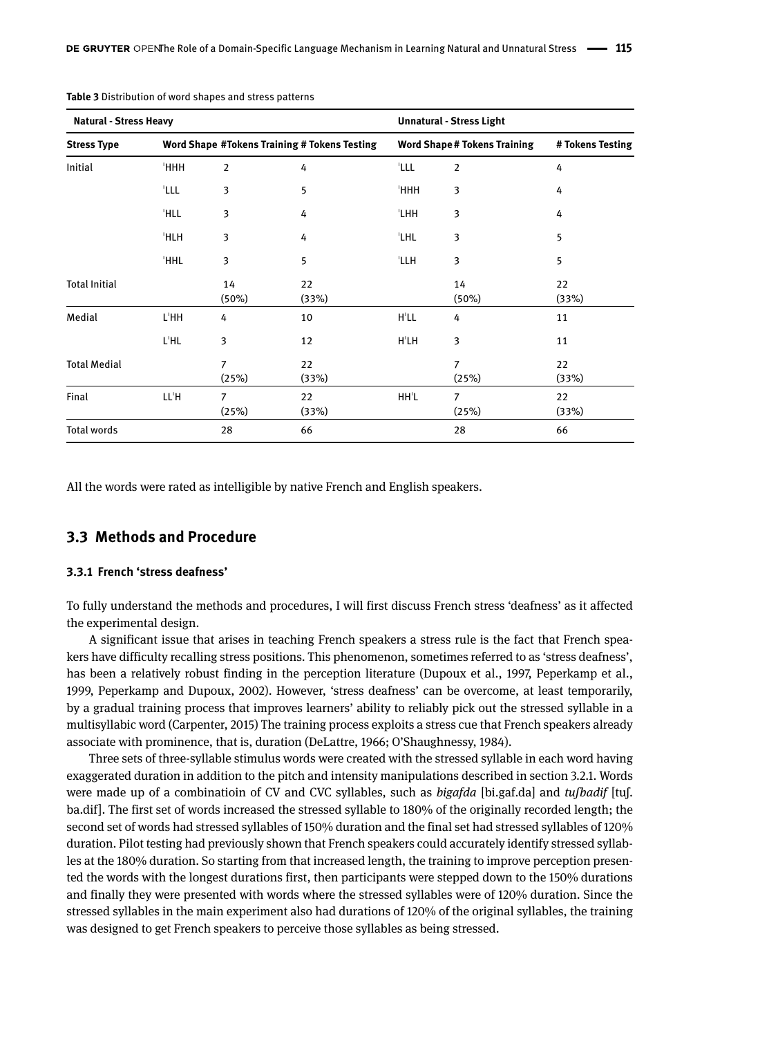**Table 3** Distribution of word shapes and stress patterns

| Natural - Stress Heavy | | | | Unnatural - Stress Light | | |
|---|---|---|---|---|---|---|
| **Stress Type** | **Word Shape** | **#Tokens Training** | **# Tokens Testing** | **Word Shape** | **# Tokens Training** | **# Tokens Testing** |
| Initial | ˈHHH | 2 | 4 | ˈLLL | 2 | 4 |
| | ˈLLL | 3 | 5 | ˈHHH | 3 | 4 |
| | ˈHLL | 3 | 4 | ˈLHH | 3 | 4 |
| | ˈHLH | 3 | 4 | ˈLHL | 3 | 5 |
| | ˈHHL | 3 | 5 | ˈLLH | 3 | 5 |
| Total Initial | | 14 (50%) | 22 (33%) | | 14 (50%) | 22 (33%) |
| Medial | LˈHH | 4 | 10 | HˈLL | 4 | 11 |
| | LˈHL | 3 | 12 | HˈLH | 3 | 11 |
| Total Medial | | 7 (25%) | 22 (33%) | | 7 (25%) | 22 (33%) |
| Final | LLˈH | 7 (25%) | 22 (33%) | HHˈL | 7 (25%) | 22 (33%) |
| Total words | | 28 | 66 | | 28 | 66 |

All the words were rated as intelligible by native French and English speakers.

## 3.3 Methods and Procedure

### 3.3.1 French 'stress deafness'

To fully understand the methods and procedures, I will first discuss French stress 'deafness' as it affected the experimental design.

A significant issue that arises in teaching French speakers a stress rule is the fact that French speakers have difficulty recalling stress positions. This phenomenon, sometimes referred to as 'stress deafness', has been a relatively robust finding in the perception literature (Dupoux et al., 1997, Peperkamp et al., 1999, Peperkamp and Dupoux, 2002). However, 'stress deafness' can be overcome, at least temporarily, by a gradual training process that improves learners' ability to reliably pick out the stressed syllable in a multisyllabic word (Carpenter, 2015) The training process exploits a stress cue that French speakers already associate with prominence, that is, duration (DeLattre, 1966; O'Shaughnessy, 1984).

Three sets of three-syllable stimulus words were created with the stressed syllable in each word having exaggerated duration in addition to the pitch and intensity manipulations described in section 3.2.1. Words were made up of a combinatioin of CV and CVC syllables, such as *bigafda* [bi.gaf.da] and *tuʃbadif* [tuʃ.ba.dif]. The first set of words increased the stressed syllable to 180% of the originally recorded length; the second set of words had stressed syllables of 150% duration and the final set had stressed syllables of 120% duration. Pilot testing had previously shown that French speakers could accurately identify stressed syllables at the 180% duration. So starting from that increased length, the training to improve perception presented the words with the longest durations first, then participants were stepped down to the 150% durations and finally they were presented with words where the stressed syllables were of 120% duration. Since the stressed syllables in the main experiment also had durations of 120% of the original syllables, the training was designed to get French speakers to perceive those syllables as being stressed.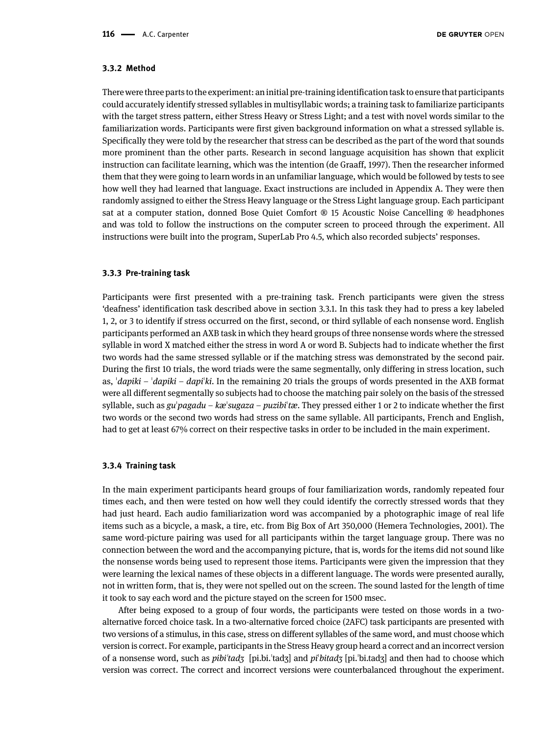### 3.3.2 Method

There were three parts to the experiment: an initial pre-training identification task to ensure that participants could accurately identify stressed syllables in multisyllabic words; a training task to familiarize participants with the target stress pattern, either Stress Heavy or Stress Light; and a test with novel words similar to the familiarization words. Participants were first given background information on what a stressed syllable is. Specifically they were told by the researcher that stress can be described as the part of the word that sounds more prominent than the other parts. Research in second language acquisition has shown that explicit instruction can facilitate learning, which was the intention (de Graaff, 1997). Then the researcher informed them that they were going to learn words in an unfamiliar language, which would be followed by tests to see how well they had learned that language. Exact instructions are included in Appendix A. They were then randomly assigned to either the Stress Heavy language or the Stress Light language group. Each participant sat at a computer station, donned Bose Quiet Comfort ® 15 Acoustic Noise Cancelling ® headphones and was told to follow the instructions on the computer screen to proceed through the experiment. All instructions were built into the program, SuperLab Pro 4.5, which also recorded subjects' responses.

### 3.3.3 Pre-training task

Participants were first presented with a pre-training task. French participants were given the stress 'deafness' identification task described above in section 3.3.1. In this task they had to press a key labeled 1, 2, or 3 to identify if stress occurred on the first, second, or third syllable of each nonsense word. English participants performed an AXB task in which they heard groups of three nonsense words where the stressed syllable in word X matched either the stress in word A or word B. Subjects had to indicate whether the first two words had the same stressed syllable or if the matching stress was demonstrated by the second pair. During the first 10 trials, the word triads were the same segmentally, only differing in stress location, such as, *ˈdapiki* – *ˈdapiki* – *dapiˈki*. In the remaining 20 trials the groups of words presented in the AXB format were all different segmentally so subjects had to choose the matching pair solely on the basis of the stressed syllable, such as *guˈpagadu* – *kæˈsugaza* – *puzibiˈtæ*. They pressed either 1 or 2 to indicate whether the first two words or the second two words had stress on the same syllable. All participants, French and English, had to get at least 67% correct on their respective tasks in order to be included in the main experiment.

### 3.3.4 Training task

In the main experiment participants heard groups of four familiarization words, randomly repeated four times each, and then were tested on how well they could identify the correctly stressed words that they had just heard. Each audio familiarization word was accompanied by a photographic image of real life items such as a bicycle, a mask, a tire, etc. from Big Box of Art 350,000 (Hemera Technologies, 2001). The same word-picture pairing was used for all participants within the target language group. There was no connection between the word and the accompanying picture, that is, words for the items did not sound like the nonsense words being used to represent those items. Participants were given the impression that they were learning the lexical names of these objects in a different language. The words were presented aurally, not in written form, that is, they were not spelled out on the screen. The sound lasted for the length of time it took to say each word and the picture stayed on the screen for 1500 msec.

After being exposed to a group of four words, the participants were tested on those words in a two-alternative forced choice task. In a two-alternative forced choice (2AFC) task participants are presented with two versions of a stimulus, in this case, stress on different syllables of the same word, and must choose which version is correct. For example, participants in the Stress Heavy group heard a correct and an incorrect version of a nonsense word, such as *pibiˈtadʒ* [pi.bi.ˈtadʒ] and *piˈbitadʒ* [pi.ˈbi.tadʒ] and then had to choose which version was correct. The correct and incorrect versions were counterbalanced throughout the experiment.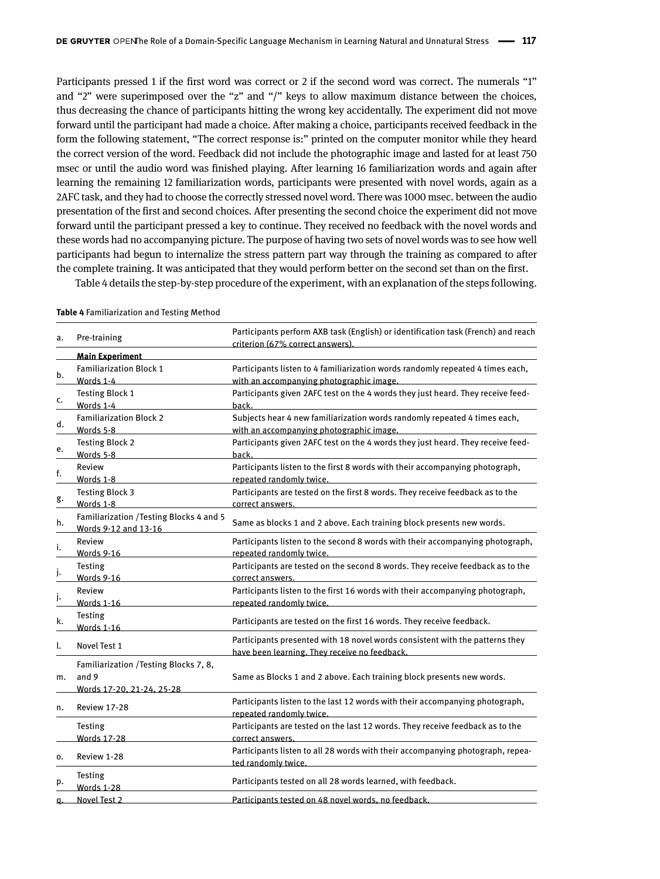Participants pressed 1 if the first word was correct or 2 if the second word was correct. The numerals "1" and "2" were superimposed over the "z" and "/" keys to allow maximum distance between the choices, thus decreasing the chance of participants hitting the wrong key accidentally. The experiment did not move forward until the participant had made a choice. After making a choice, participants received feedback in the form the following statement, "The correct response is:" printed on the computer monitor while they heard the correct version of the word. Feedback did not include the photographic image and lasted for at least 750 msec or until the audio word was finished playing. After learning 16 familiarization words and again after learning the remaining 12 familiarization words, participants were presented with novel words, again as a 2AFC task, and they had to choose the correctly stressed novel word. There was 1000 msec. between the audio presentation of the first and second choices. After presenting the second choice the experiment did not move forward until the participant pressed a key to continue. They received no feedback with the novel words and these words had no accompanying picture. The purpose of having two sets of novel words was to see how well participants had begun to internalize the stress pattern part way through the training as compared to after the complete training. It was anticipated that they would perform better on the second set than on the first.

Table 4 details the step-by-step procedure of the experiment, with an explanation of the steps following.

**Table 4** Familiarization and Testing Method

| | | |
|---|---|---|
| a. | Pre-training | Participants perform AXB task (English) or identification task (French) and reach criterion (67% correct answers). |
| | **Main Experiment** | |
| b. | Familiarization Block 1<br>Words 1-4 | Participants listen to 4 familiarization words randomly repeated 4 times each, with an accompanying photographic image. |
| c. | Testing Block 1<br>Words 1-4 | Participants given 2AFC test on the 4 words they just heard. They receive feedback. |
| d. | Familiarization Block 2<br>Words 5-8 | Subjects hear 4 new familiarization words randomly repeated 4 times each, with an accompanying photographic image. |
| e. | Testing Block 2<br>Words 5-8 | Participants given 2AFC test on the 4 words they just heard. They receive feedback. |
| f. | Review<br>Words 1-8 | Participants listen to the first 8 words with their accompanying photograph, repeated randomly twice. |
| g. | Testing Block 3<br>Words 1-8 | Participants are tested on the first 8 words. They receive feedback as to the correct answers. |
| h. | Familiarization /Testing Blocks 4 and 5<br>Words 9-12 and 13-16 | Same as blocks 1 and 2 above. Each training block presents new words. |
| i. | Review<br>Words 9-16 | Participants listen to the second 8 words with their accompanying photograph, repeated randomly twice. |
| j. | Testing<br>Words 9-16 | Participants are tested on the second 8 words. They receive feedback as to the correct answers. |
| j. | Review<br>Words 1-16 | Participants listen to the first 16 words with their accompanying photograph, repeated randomly twice. |
| k. | Testing<br>Words 1-16 | Participants are tested on the first 16 words. They receive feedback. |
| l. | Novel Test 1 | Participants presented with 18 novel words consistent with the patterns they have been learning. They receive no feedback. |
| m. | Familiarization /Testing Blocks 7, 8, and 9<br>Words 17-20, 21-24, 25-28 | Same as Blocks 1 and 2 above. Each training block presents new words. |
| n. | Review 17-28 | Participants listen to the last 12 words with their accompanying photograph, repeated randomly twice. |
| | Testing<br>Words 17-28 | Participants are tested on the last 12 words. They receive feedback as to the correct answers. |
| o. | Review 1-28 | Participants listen to all 28 words with their accompanying photograph, repeated randomly twice. |
| p. | Testing<br>Words 1-28 | Participants tested on all 28 words learned, with feedback. |
| q. | Novel Test 2 | Participants tested on 48 novel words, no feedback. |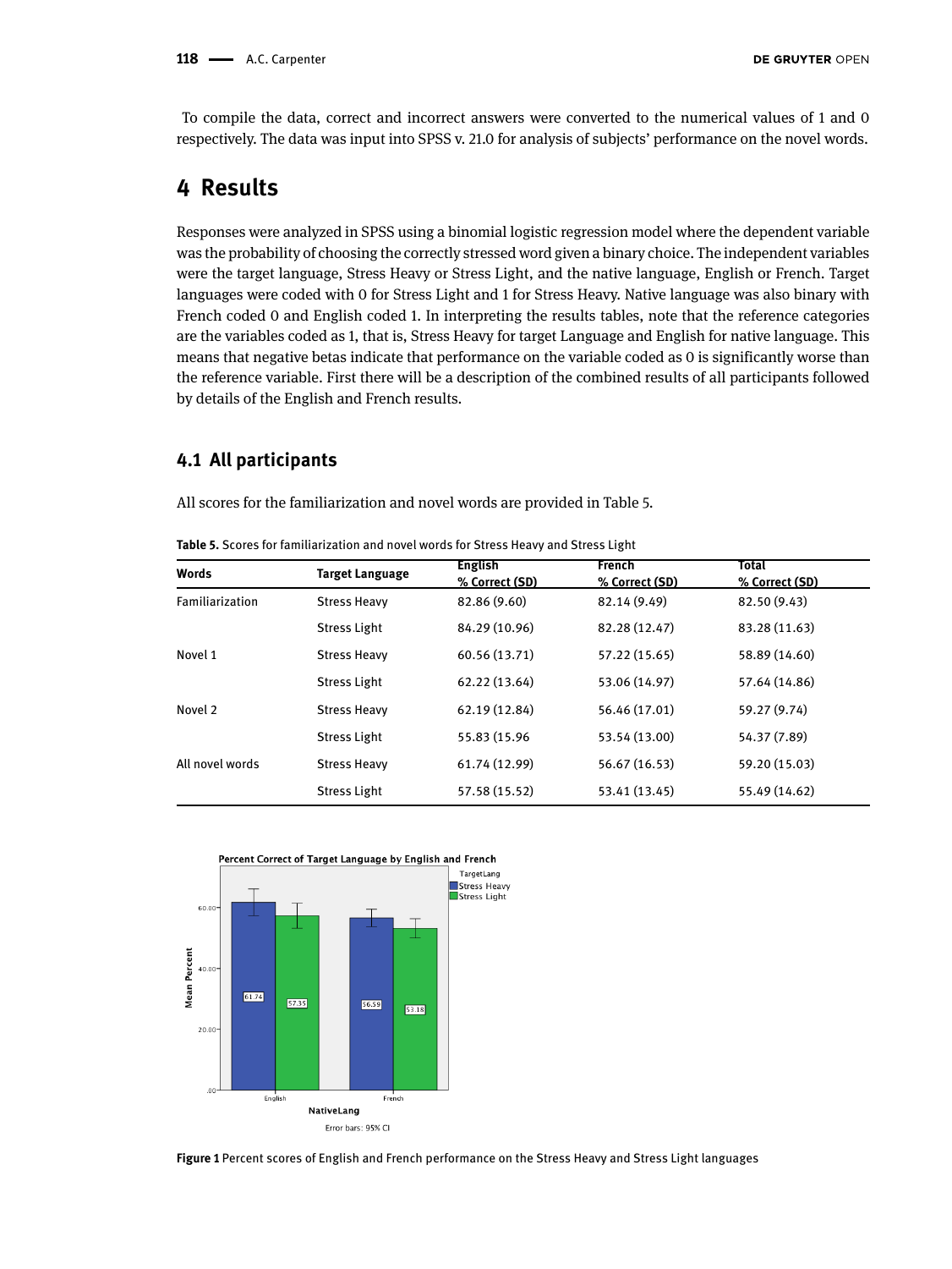To compile the data, correct and incorrect answers were converted to the numerical values of 1 and 0 respectively. The data was input into SPSS v. 21.0 for analysis of subjects' performance on the novel words.

# 4 Results

Responses were analyzed in SPSS using a binomial logistic regression model where the dependent variable was the probability of choosing the correctly stressed word given a binary choice. The independent variables were the target language, Stress Heavy or Stress Light, and the native language, English or French. Target languages were coded with 0 for Stress Light and 1 for Stress Heavy. Native language was also binary with French coded 0 and English coded 1. In interpreting the results tables, note that the reference categories are the variables coded as 1, that is, Stress Heavy for target Language and English for native language. This means that negative betas indicate that performance on the variable coded as 0 is significantly worse than the reference variable. First there will be a description of the combined results of all participants followed by details of the English and French results.

## 4.1 All participants

All scores for the familiarization and novel words are provided in Table 5.

**Table 5.** Scores for familiarization and novel words for Stress Heavy and Stress Light

| Words | Target Language | English % Correct (SD) | French % Correct (SD) | Total % Correct (SD) |
|---|---|---|---|---|
| Familiarization | Stress Heavy | 82.86 (9.60) | 82.14 (9.49) | 82.50 (9.43) |
| | Stress Light | 84.29 (10.96) | 82.28 (12.47) | 83.28 (11.63) |
| Novel 1 | Stress Heavy | 60.56 (13.71) | 57.22 (15.65) | 58.89 (14.60) |
| | Stress Light | 62.22 (13.64) | 53.06 (14.97) | 57.64 (14.86) |
| Novel 2 | Stress Heavy | 62.19 (12.84) | 56.46 (17.01) | 59.27 (9.74) |
| | Stress Light | 55.83 (15.96 | 53.54 (13.00) | 54.37 (7.89) |
| All novel words | Stress Heavy | 61.74 (12.99) | 56.67 (16.53) | 59.20 (15.03) |
| | Stress Light | 57.58 (15.52) | 53.41 (13.45) | 55.49 (14.62) |

**Figure 1** Percent scores of English and French performance on the Stress Heavy and Stress Light languages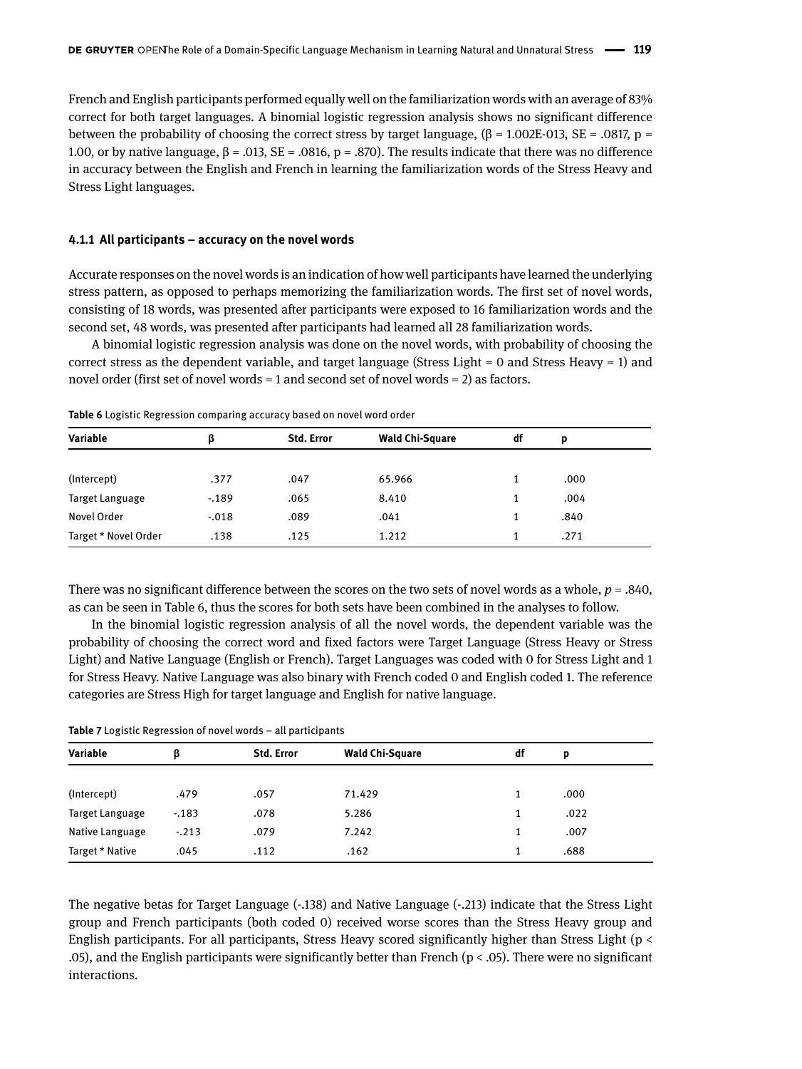French and English participants performed equally well on the familiarization words with an average of 83% correct for both target languages. A binomial logistic regression analysis shows no significant difference between the probability of choosing the correct stress by target language, (β = 1.002E-013, SE = .0817, p = 1.00, or by native language, β = .013, SE = .0816, p = .870). The results indicate that there was no difference in accuracy between the English and French in learning the familiarization words of the Stress Heavy and Stress Light languages.

### 4.1.1 All participants – accuracy on the novel words

Accurate responses on the novel words is an indication of how well participants have learned the underlying stress pattern, as opposed to perhaps memorizing the familiarization words. The first set of novel words, consisting of 18 words, was presented after participants were exposed to 16 familiarization words and the second set, 48 words, was presented after participants had learned all 28 familiarization words.

A binomial logistic regression analysis was done on the novel words, with probability of choosing the correct stress as the dependent variable, and target language (Stress Light = 0 and Stress Heavy = 1) and novel order (first set of novel words = 1 and second set of novel words = 2) as factors.

**Table 6** Logistic Regression comparing accuracy based on novel word order

| Variable | β | Std. Error | Wald Chi-Square | df | p |
|---|---|---|---|---|---|
| (Intercept) | .377 | .047 | 65.966 | 1 | .000 |
| Target Language | -.189 | .065 | 8.410 | 1 | .004 |
| Novel Order | -.018 | .089 | .041 | 1 | .840 |
| Target * Novel Order | .138 | .125 | 1.212 | 1 | .271 |

There was no significant difference between the scores on the two sets of novel words as a whole, *p* = .840, as can be seen in Table 6, thus the scores for both sets have been combined in the analyses to follow.

In the binomial logistic regression analysis of all the novel words, the dependent variable was the probability of choosing the correct word and fixed factors were Target Language (Stress Heavy or Stress Light) and Native Language (English or French). Target Languages was coded with 0 for Stress Light and 1 for Stress Heavy. Native Language was also binary with French coded 0 and English coded 1. The reference categories are Stress High for target language and English for native language.

**Table 7** Logistic Regression of novel words – all participants

| Variable | β | Std. Error | Wald Chi-Square | df | p |
|---|---|---|---|---|---|
| (Intercept) | .479 | .057 | 71.429 | 1 | .000 |
| Target Language | -.183 | .078 | 5.286 | 1 | .022 |
| Native Language | -.213 | .079 | 7.242 | 1 | .007 |
| Target * Native | .045 | .112 | .162 | 1 | .688 |

The negative betas for Target Language (-.138) and Native Language (-.213) indicate that the Stress Light group and French participants (both coded 0) received worse scores than the Stress Heavy group and English participants. For all participants, Stress Heavy scored significantly higher than Stress Light ($p < .05$), and the English participants were significantly better than French ($p < .05$). There were no significant interactions.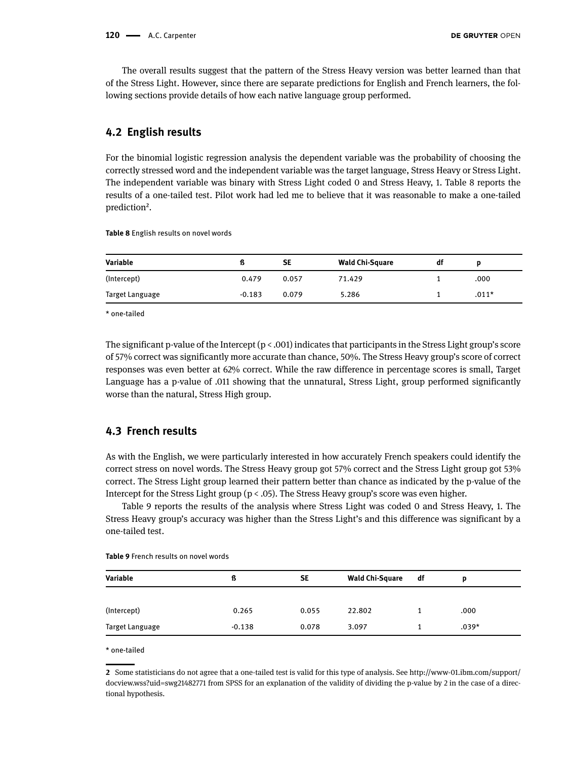The overall results suggest that the pattern of the Stress Heavy version was better learned than that of the Stress Light. However, since there are separate predictions for English and French learners, the following sections provide details of how each native language group performed.

## 4.2 English results

For the binomial logistic regression analysis the dependent variable was the probability of choosing the correctly stressed word and the independent variable was the target language, Stress Heavy or Stress Light. The independent variable was binary with Stress Light coded 0 and Stress Heavy, 1. Table 8 reports the results of a one-tailed test. Pilot work had led me to believe that it was reasonable to make a one-tailed prediction[2].

**Table 8** English results on novel words

| Variable | ß | SE | Wald Chi-Square | df | p |
|---|---|---|---|---|---|
| (Intercept) | 0.479 | 0.057 | 71.429 | 1 | .000 |
| Target Language | -0.183 | 0.079 | 5.286 | 1 | .011* |

\* one-tailed

The significant p-value of the Intercept ($p < .001$) indicates that participants in the Stress Light group's score of 57% correct was significantly more accurate than chance, 50%. The Stress Heavy group's score of correct responses was even better at 62% correct. While the raw difference in percentage scores is small, Target Language has a p-value of .011 showing that the unnatural, Stress Light, group performed significantly worse than the natural, Stress High group.

## 4.3 French results

As with the English, we were particularly interested in how accurately French speakers could identify the correct stress on novel words. The Stress Heavy group got 57% correct and the Stress Light group got 53% correct. The Stress Light group learned their pattern better than chance as indicated by the p-value of the Intercept for the Stress Light group ($p < .05$). The Stress Heavy group's score was even higher.

Table 9 reports the results of the analysis where Stress Light was coded 0 and Stress Heavy, 1. The Stress Heavy group's accuracy was higher than the Stress Light's and this difference was significant by a one-tailed test.

**Table 9** French results on novel words

| Variable | ß | SE | Wald Chi-Square | df | p |
|---|---|---|---|---|---|
| (Intercept) | 0.265 | 0.055 | 22.802 | 1 | .000 |
| Target Language | -0.138 | 0.078 | 3.097 | 1 | .039* |

\* one-tailed

---

2 Some statisticians do not agree that a one-tailed test is valid for this type of analysis. See http://www-01.ibm.com/support/docview.wss?uid=swg21482771 from SPSS for an explanation of the validity of dividing the p-value by 2 in the case of a directional hypothesis.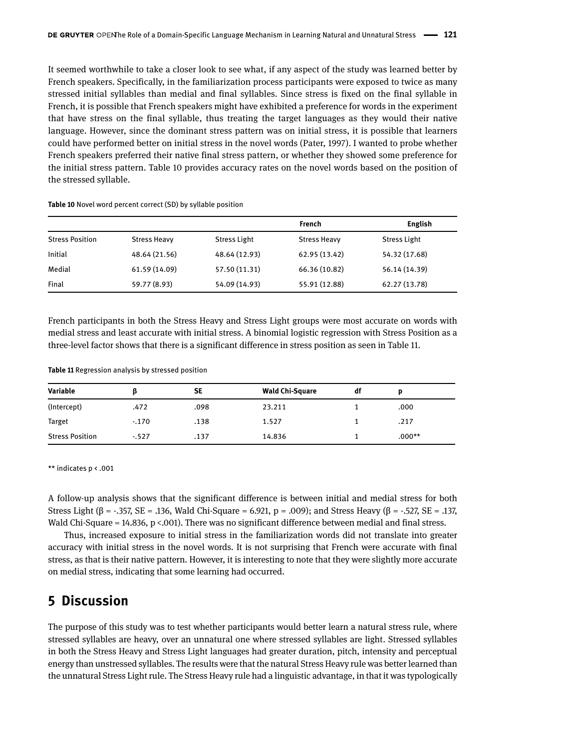It seemed worthwhile to take a closer look to see what, if any aspect of the study was learned better by French speakers. Specifically, in the familiarization process participants were exposed to twice as many stressed initial syllables than medial and final syllables. Since stress is fixed on the final syllable in French, it is possible that French speakers might have exhibited a preference for words in the experiment that have stress on the final syllable, thus treating the target languages as they would their native language. However, since the dominant stress pattern was on initial stress, it is possible that learners could have performed better on initial stress in the novel words (Pater, 1997). I wanted to probe whether French speakers preferred their native final stress pattern, or whether they showed some preference for the initial stress pattern. Table 10 provides accuracy rates on the novel words based on the position of the stressed syllable.

**Table 10** Novel word percent correct (SD) by syllable position

| | | | French | English |
|---|---|---|---|---|
| Stress Position | Stress Heavy | Stress Light | Stress Heavy | Stress Light |
| Initial | 48.64 (21.56) | 48.64 (12.93) | 62.95 (13.42) | 54.32 (17.68) |
| Medial | 61.59 (14.09) | 57.50 (11.31) | 66.36 (10.82) | 56.14 (14.39) |
| Final | 59.77 (8.93) | 54.09 (14.93) | 55.91 (12.88) | 62.27 (13.78) |

French participants in both the Stress Heavy and Stress Light groups were most accurate on words with medial stress and least accurate with initial stress. A binomial logistic regression with Stress Position as a three-level factor shows that there is a significant difference in stress position as seen in Table 11.

**Table 11** Regression analysis by stressed position

| Variable | β | SE | Wald Chi-Square | df | p |
|---|---|---|---|---|---|
| (Intercept) | .472 | .098 | 23.211 | 1 | .000 |
| Target | -.170 | .138 | 1.527 | 1 | .217 |
| Stress Position | -.527 | .137 | 14.836 | 1 | .000** |

** indicates p < .001

A follow-up analysis shows that the significant difference is between initial and medial stress for both Stress Light (β = -.357, SE = .136, Wald Chi-Square = 6.921, p = .009); and Stress Heavy (β = -.527, SE = .137, Wald Chi-Square = 14.836, p <.001). There was no significant difference between medial and final stress.

Thus, increased exposure to initial stress in the familiarization words did not translate into greater accuracy with initial stress in the novel words. It is not surprising that French were accurate with final stress, as that is their native pattern. However, it is interesting to note that they were slightly more accurate on medial stress, indicating that some learning had occurred.

## 5 Discussion

The purpose of this study was to test whether participants would better learn a natural stress rule, where stressed syllables are heavy, over an unnatural one where stressed syllables are light. Stressed syllables in both the Stress Heavy and Stress Light languages had greater duration, pitch, intensity and perceptual energy than unstressed syllables. The results were that the natural Stress Heavy rule was better learned than the unnatural Stress Light rule. The Stress Heavy rule had a linguistic advantage, in that it was typologically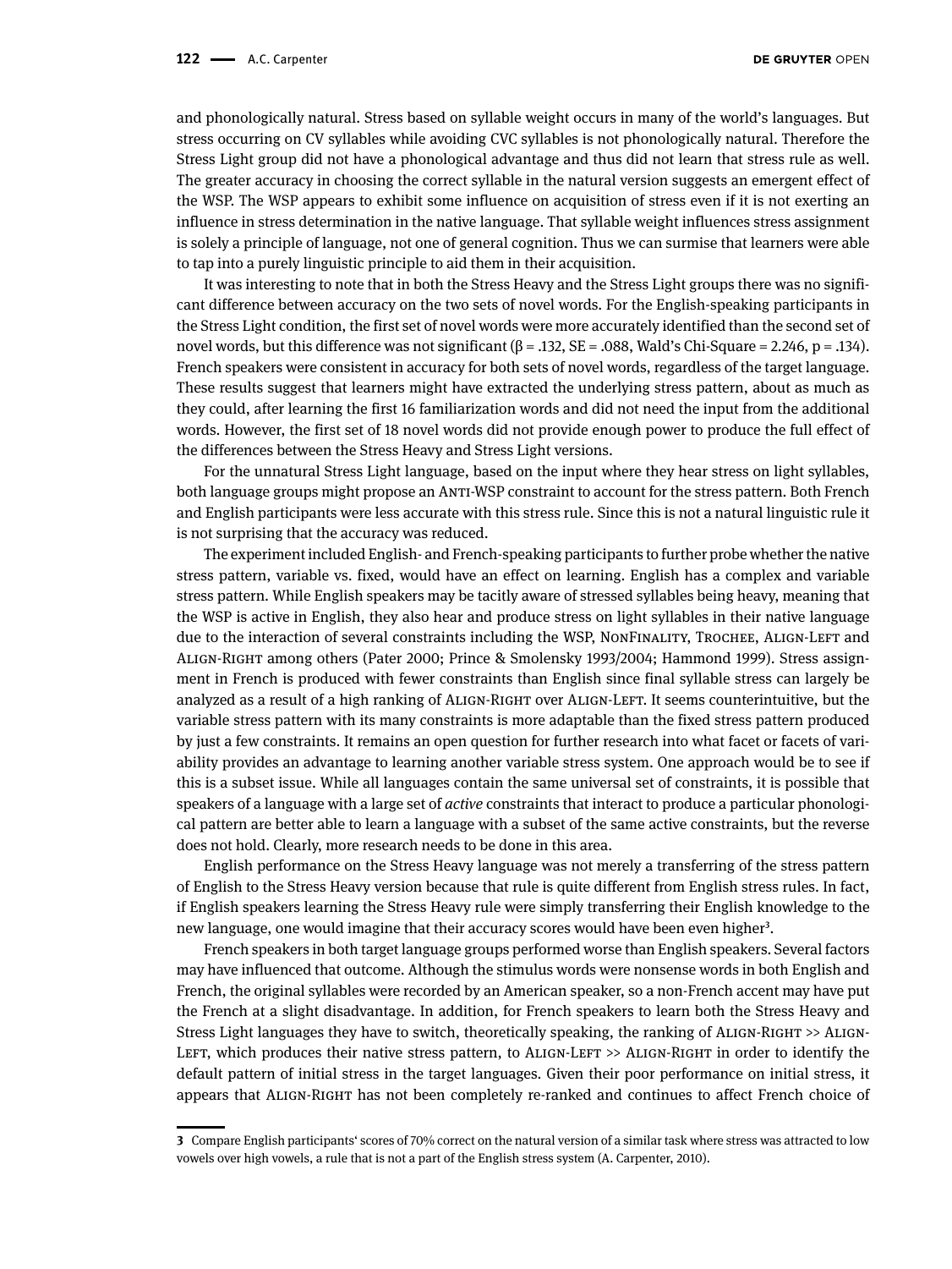and phonologically natural. Stress based on syllable weight occurs in many of the world's languages. But stress occurring on CV syllables while avoiding CVC syllables is not phonologically natural. Therefore the Stress Light group did not have a phonological advantage and thus did not learn that stress rule as well. The greater accuracy in choosing the correct syllable in the natural version suggests an emergent effect of the WSP. The WSP appears to exhibit some influence on acquisition of stress even if it is not exerting an influence in stress determination in the native language. That syllable weight influences stress assignment is solely a principle of language, not one of general cognition. Thus we can surmise that learners were able to tap into a purely linguistic principle to aid them in their acquisition.

It was interesting to note that in both the Stress Heavy and the Stress Light groups there was no significant difference between accuracy on the two sets of novel words. For the English-speaking participants in the Stress Light condition, the first set of novel words were more accurately identified than the second set of novel words, but this difference was not significant ($\beta = .132$, SE = .088, Wald's Chi-Square = 2.246, $p = .134$). French speakers were consistent in accuracy for both sets of novel words, regardless of the target language. These results suggest that learners might have extracted the underlying stress pattern, about as much as they could, after learning the first 16 familiarization words and did not need the input from the additional words. However, the first set of 18 novel words did not provide enough power to produce the full effect of the differences between the Stress Heavy and Stress Light versions.

For the unnatural Stress Light language, based on the input where they hear stress on light syllables, both language groups might propose an Anti-WSP constraint to account for the stress pattern. Both French and English participants were less accurate with this stress rule. Since this is not a natural linguistic rule it is not surprising that the accuracy was reduced.

The experiment included English- and French-speaking participants to further probe whether the native stress pattern, variable vs. fixed, would have an effect on learning. English has a complex and variable stress pattern. While English speakers may be tacitly aware of stressed syllables being heavy, meaning that the WSP is active in English, they also hear and produce stress on light syllables in their native language due to the interaction of several constraints including the WSP, NonFinality, Trochee, Align-Left and Align-Right among others (Pater 2000; Prince & Smolensky 1993/2004; Hammond 1999). Stress assignment in French is produced with fewer constraints than English since final syllable stress can largely be analyzed as a result of a high ranking of Align-Right over Align-Left. It seems counterintuitive, but the variable stress pattern with its many constraints is more adaptable than the fixed stress pattern produced by just a few constraints. It remains an open question for further research into what facet or facets of variability provides an advantage to learning another variable stress system. One approach would be to see if this is a subset issue. While all languages contain the same universal set of constraints, it is possible that speakers of a language with a large set of *active* constraints that interact to produce a particular phonological pattern are better able to learn a language with a subset of the same active constraints, but the reverse does not hold. Clearly, more research needs to be done in this area.

English performance on the Stress Heavy language was not merely a transferring of the stress pattern of English to the Stress Heavy version because that rule is quite different from English stress rules. In fact, if English speakers learning the Stress Heavy rule were simply transferring their English knowledge to the new language, one would imagine that their accuracy scores would have been even higher[3].

French speakers in both target language groups performed worse than English speakers. Several factors may have influenced that outcome. Although the stimulus words were nonsense words in both English and French, the original syllables were recorded by an American speaker, so a non-French accent may have put the French at a slight disadvantage. In addition, for French speakers to learn both the Stress Heavy and Stress Light languages they have to switch, theoretically speaking, the ranking of Align-Right >> Align-Left, which produces their native stress pattern, to Align-Left >> Align-Right in order to identify the default pattern of initial stress in the target languages. Given their poor performance on initial stress, it appears that Align-Right has not been completely re-ranked and continues to affect French choice of

[3] Compare English participants' scores of 70% correct on the natural version of a similar task where stress was attracted to low vowels over high vowels, a rule that is not a part of the English stress system (A. Carpenter, 2010).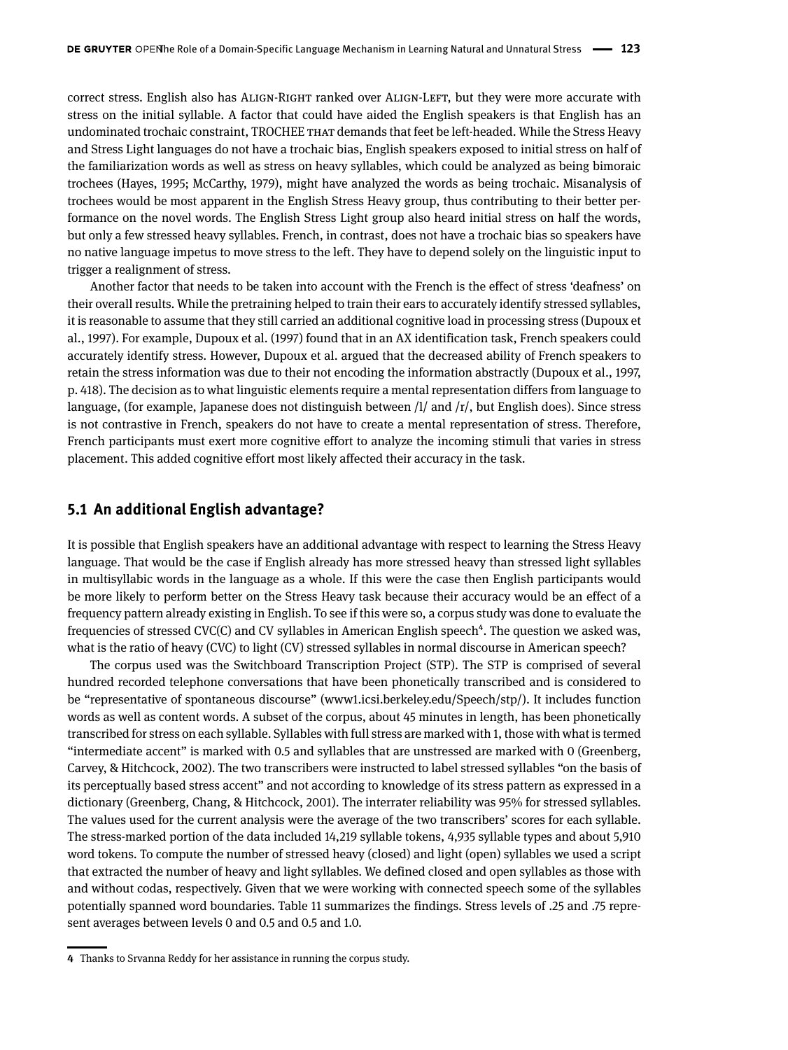correct stress. English also has Align-Right ranked over Align-Left, but they were more accurate with stress on the initial syllable. A factor that could have aided the English speakers is that English has an undominated trochaic constraint, TROCHEE that demands that feet be left-headed. While the Stress Heavy and Stress Light languages do not have a trochaic bias, English speakers exposed to initial stress on half of the familiarization words as well as stress on heavy syllables, which could be analyzed as being bimoraic trochees (Hayes, 1995; McCarthy, 1979), might have analyzed the words as being trochaic. Misanalysis of trochees would be most apparent in the English Stress Heavy group, thus contributing to their better performance on the novel words. The English Stress Light group also heard initial stress on half the words, but only a few stressed heavy syllables. French, in contrast, does not have a trochaic bias so speakers have no native language impetus to move stress to the left. They have to depend solely on the linguistic input to trigger a realignment of stress.

Another factor that needs to be taken into account with the French is the effect of stress 'deafness' on their overall results. While the pretraining helped to train their ears to accurately identify stressed syllables, it is reasonable to assume that they still carried an additional cognitive load in processing stress (Dupoux et al., 1997). For example, Dupoux et al. (1997) found that in an AX identification task, French speakers could accurately identify stress. However, Dupoux et al. argued that the decreased ability of French speakers to retain the stress information was due to their not encoding the information abstractly (Dupoux et al., 1997, p. 418). The decision as to what linguistic elements require a mental representation differs from language to language, (for example, Japanese does not distinguish between /l/ and /r/, but English does). Since stress is not contrastive in French, speakers do not have to create a mental representation of stress. Therefore, French participants must exert more cognitive effort to analyze the incoming stimuli that varies in stress placement. This added cognitive effort most likely affected their accuracy in the task.

## 5.1 An additional English advantage?

It is possible that English speakers have an additional advantage with respect to learning the Stress Heavy language. That would be the case if English already has more stressed heavy than stressed light syllables in multisyllabic words in the language as a whole. If this were the case then English participants would be more likely to perform better on the Stress Heavy task because their accuracy would be an effect of a frequency pattern already existing in English. To see if this were so, a corpus study was done to evaluate the frequencies of stressed CVC(C) and CV syllables in American English speech[4]. The question we asked was, what is the ratio of heavy (CVC) to light (CV) stressed syllables in normal discourse in American speech?

The corpus used was the Switchboard Transcription Project (STP). The STP is comprised of several hundred recorded telephone conversations that have been phonetically transcribed and is considered to be "representative of spontaneous discourse" (www1.icsi.berkeley.edu/Speech/stp/). It includes function words as well as content words. A subset of the corpus, about 45 minutes in length, has been phonetically transcribed for stress on each syllable. Syllables with full stress are marked with 1, those with what is termed "intermediate accent" is marked with 0.5 and syllables that are unstressed are marked with 0 (Greenberg, Carvey, & Hitchcock, 2002). The two transcribers were instructed to label stressed syllables "on the basis of its perceptually based stress accent" and not according to knowledge of its stress pattern as expressed in a dictionary (Greenberg, Chang, & Hitchcock, 2001). The interrater reliability was 95% for stressed syllables. The values used for the current analysis were the average of the two transcribers' scores for each syllable. The stress-marked portion of the data included 14,219 syllable tokens, 4,935 syllable types and about 5,910 word tokens. To compute the number of stressed heavy (closed) and light (open) syllables we used a script that extracted the number of heavy and light syllables. We defined closed and open syllables as those with and without codas, respectively. Given that we were working with connected speech some of the syllables potentially spanned word boundaries. Table 11 summarizes the findings. Stress levels of .25 and .75 represent averages between levels 0 and 0.5 and 0.5 and 1.0.

4 Thanks to Srvanna Reddy for her assistance in running the corpus study.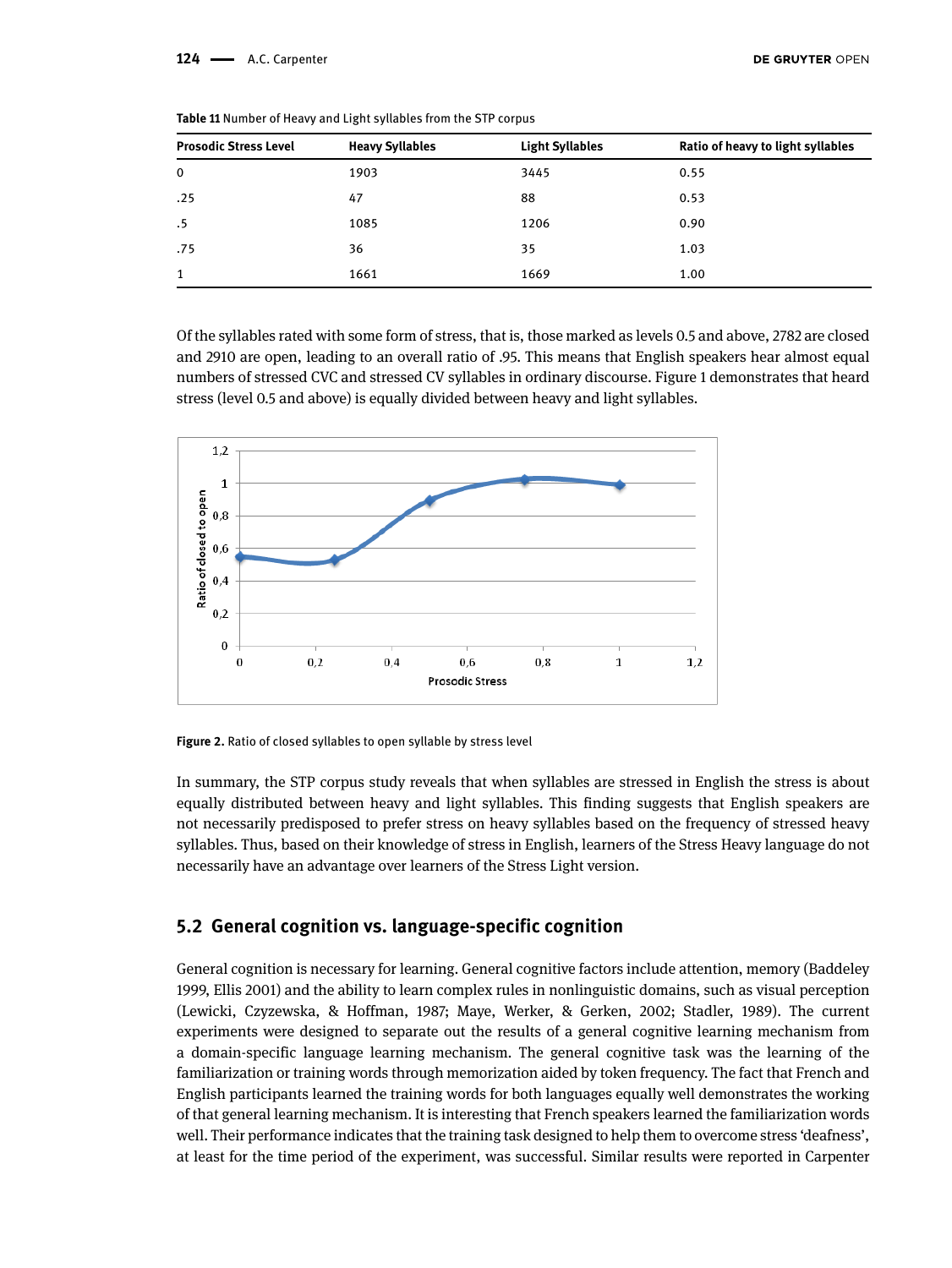**Table 11** Number of Heavy and Light syllables from the STP corpus

| Prosodic Stress Level | Heavy Syllables | Light Syllables | Ratio of heavy to light syllables |
|---|---|---|---|
| 0 | 1903 | 3445 | 0.55 |
| .25 | 47 | 88 | 0.53 |
| .5 | 1085 | 1206 | 0.90 |
| .75 | 36 | 35 | 1.03 |
| 1 | 1661 | 1669 | 1.00 |

Of the syllables rated with some form of stress, that is, those marked as levels 0.5 and above, 2782 are closed and 2910 are open, leading to an overall ratio of .95. This means that English speakers hear almost equal numbers of stressed CVC and stressed CV syllables in ordinary discourse. Figure 1 demonstrates that heard stress (level 0.5 and above) is equally divided between heavy and light syllables.

**Figure 2.** Ratio of closed syllables to open syllable by stress level

In summary, the STP corpus study reveals that when syllables are stressed in English the stress is about equally distributed between heavy and light syllables. This finding suggests that English speakers are not necessarily predisposed to prefer stress on heavy syllables based on the frequency of stressed heavy syllables. Thus, based on their knowledge of stress in English, learners of the Stress Heavy language do not necessarily have an advantage over learners of the Stress Light version.

## 5.2 General cognition vs. language-specific cognition

General cognition is necessary for learning. General cognitive factors include attention, memory (Baddeley 1999, Ellis 2001) and the ability to learn complex rules in nonlinguistic domains, such as visual perception (Lewicki, Czyzewska, & Hoffman, 1987; Maye, Werker, & Gerken, 2002; Stadler, 1989). The current experiments were designed to separate out the results of a general cognitive learning mechanism from a domain-specific language learning mechanism. The general cognitive task was the learning of the familiarization or training words through memorization aided by token frequency. The fact that French and English participants learned the training words for both languages equally well demonstrates the working of that general learning mechanism. It is interesting that French speakers learned the familiarization words well. Their performance indicates that the training task designed to help them to overcome stress 'deafness', at least for the time period of the experiment, was successful. Similar results were reported in Carpenter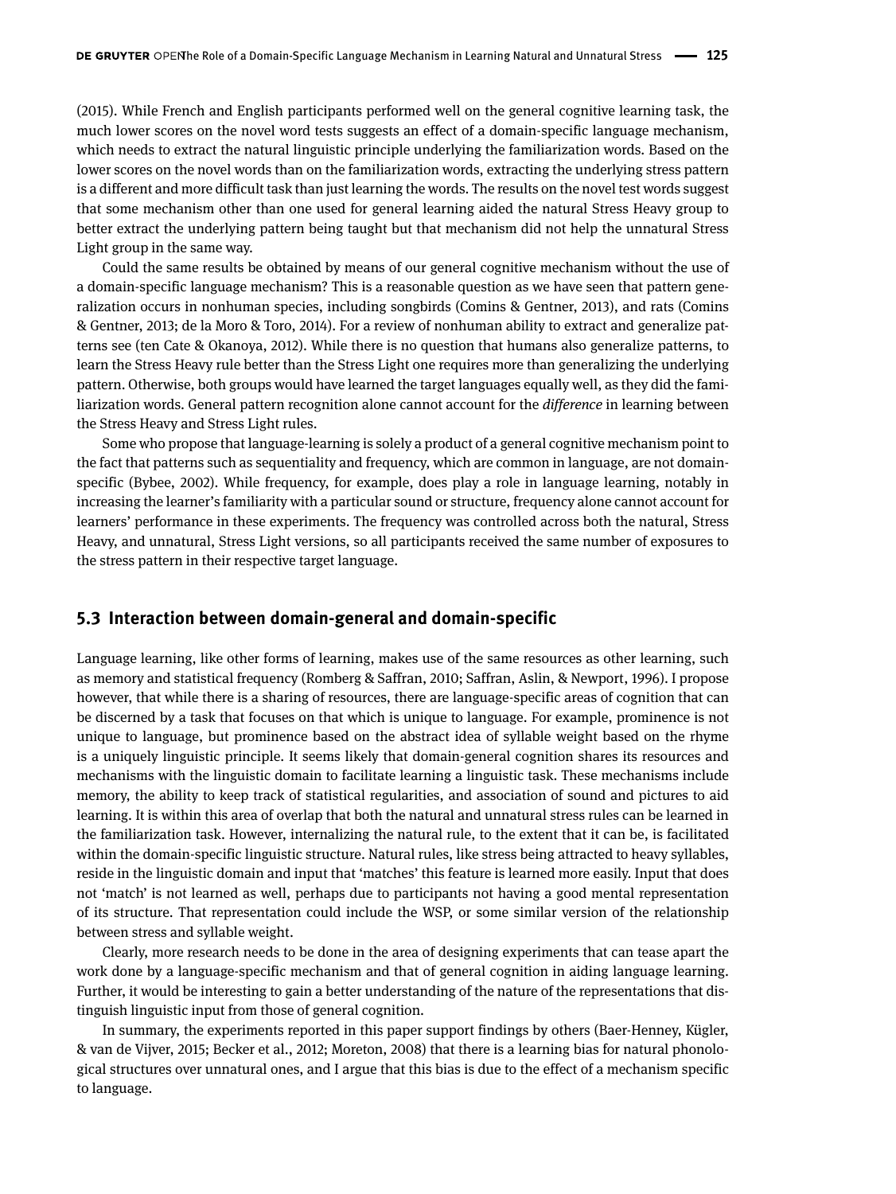(2015). While French and English participants performed well on the general cognitive learning task, the much lower scores on the novel word tests suggests an effect of a domain-specific language mechanism, which needs to extract the natural linguistic principle underlying the familiarization words. Based on the lower scores on the novel words than on the familiarization words, extracting the underlying stress pattern is a different and more difficult task than just learning the words. The results on the novel test words suggest that some mechanism other than one used for general learning aided the natural Stress Heavy group to better extract the underlying pattern being taught but that mechanism did not help the unnatural Stress Light group in the same way.

Could the same results be obtained by means of our general cognitive mechanism without the use of a domain-specific language mechanism? This is a reasonable question as we have seen that pattern generalization occurs in nonhuman species, including songbirds (Comins & Gentner, 2013), and rats (Comins & Gentner, 2013; de la Moro & Toro, 2014). For a review of nonhuman ability to extract and generalize patterns see (ten Cate & Okanoya, 2012). While there is no question that humans also generalize patterns, to learn the Stress Heavy rule better than the Stress Light one requires more than generalizing the underlying pattern. Otherwise, both groups would have learned the target languages equally well, as they did the familiarization words. General pattern recognition alone cannot account for the *difference* in learning between the Stress Heavy and Stress Light rules.

Some who propose that language-learning is solely a product of a general cognitive mechanism point to the fact that patterns such as sequentiality and frequency, which are common in language, are not domain-specific (Bybee, 2002). While frequency, for example, does play a role in language learning, notably in increasing the learner's familiarity with a particular sound or structure, frequency alone cannot account for learners' performance in these experiments. The frequency was controlled across both the natural, Stress Heavy, and unnatural, Stress Light versions, so all participants received the same number of exposures to the stress pattern in their respective target language.

## 5.3 Interaction between domain-general and domain-specific

Language learning, like other forms of learning, makes use of the same resources as other learning, such as memory and statistical frequency (Romberg & Saffran, 2010; Saffran, Aslin, & Newport, 1996). I propose however, that while there is a sharing of resources, there are language-specific areas of cognition that can be discerned by a task that focuses on that which is unique to language. For example, prominence is not unique to language, but prominence based on the abstract idea of syllable weight based on the rhyme is a uniquely linguistic principle. It seems likely that domain-general cognition shares its resources and mechanisms with the linguistic domain to facilitate learning a linguistic task. These mechanisms include memory, the ability to keep track of statistical regularities, and association of sound and pictures to aid learning. It is within this area of overlap that both the natural and unnatural stress rules can be learned in the familiarization task. However, internalizing the natural rule, to the extent that it can be, is facilitated within the domain-specific linguistic structure. Natural rules, like stress being attracted to heavy syllables, reside in the linguistic domain and input that 'matches' this feature is learned more easily. Input that does not 'match' is not learned as well, perhaps due to participants not having a good mental representation of its structure. That representation could include the WSP, or some similar version of the relationship between stress and syllable weight.

Clearly, more research needs to be done in the area of designing experiments that can tease apart the work done by a language-specific mechanism and that of general cognition in aiding language learning. Further, it would be interesting to gain a better understanding of the nature of the representations that distinguish linguistic input from those of general cognition.

In summary, the experiments reported in this paper support findings by others (Baer-Henney, Kügler, & van de Vijver, 2015; Becker et al., 2012; Moreton, 2008) that there is a learning bias for natural phonological structures over unnatural ones, and I argue that this bias is due to the effect of a mechanism specific to language.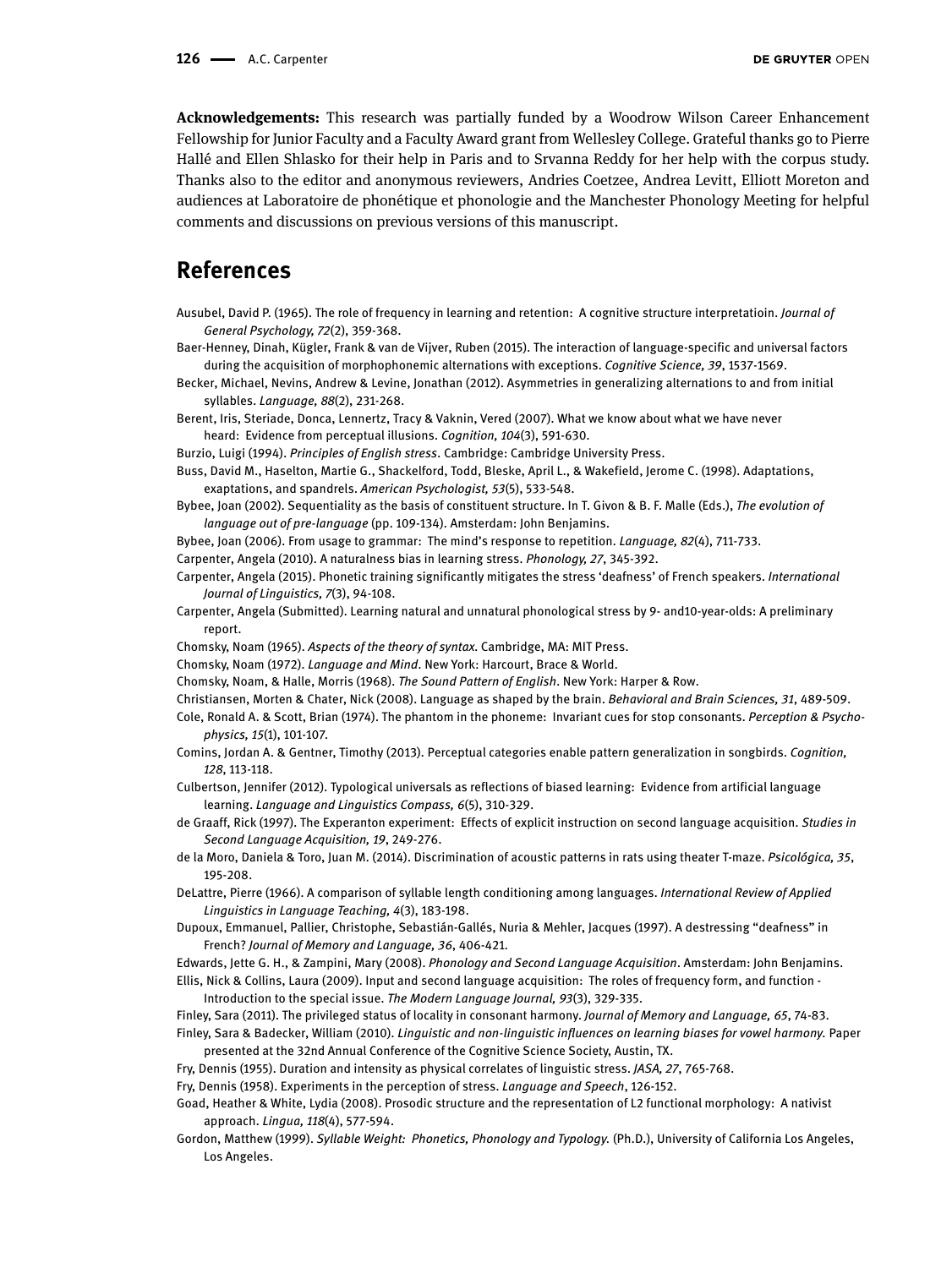**Acknowledgements:** This research was partially funded by a Woodrow Wilson Career Enhancement Fellowship for Junior Faculty and a Faculty Award grant from Wellesley College. Grateful thanks go to Pierre Hallé and Ellen Shlasko for their help in Paris and to Srvanna Reddy for her help with the corpus study. Thanks also to the editor and anonymous reviewers, Andries Coetzee, Andrea Levitt, Elliott Moreton and audiences at Laboratoire de phonétique et phonologie and the Manchester Phonology Meeting for helpful comments and discussions on previous versions of this manuscript.

## References

Ausubel, David P. (1965). The role of frequency in learning and retention: A cognitive structure interpretatioin. *Journal of General Psychology, 72*(2), 359-368.

Baer-Henney, Dinah, Kügler, Frank & van de Vijver, Ruben (2015). The interaction of language-specific and universal factors during the acquisition of morphophonemic alternations with exceptions. *Cognitive Science, 39*, 1537-1569.

Becker, Michael, Nevins, Andrew & Levine, Jonathan (2012). Asymmetries in generalizing alternations to and from initial syllables. *Language, 88*(2), 231-268.

Berent, Iris, Steriade, Donca, Lennertz, Tracy & Vaknin, Vered (2007). What we know about what we have never heard: Evidence from perceptual illusions. *Cognition, 104*(3), 591-630.

Burzio, Luigi (1994). *Principles of English stress*. Cambridge: Cambridge University Press.

Buss, David M., Haselton, Martie G., Shackelford, Todd, Bleske, April L., & Wakefield, Jerome C. (1998). Adaptations, exaptations, and spandrels. *American Psychologist, 53*(5), 533-548.

Bybee, Joan (2002). Sequentiality as the basis of constituent structure. In T. Givon & B. F. Malle (Eds.), *The evolution of language out of pre-language* (pp. 109-134). Amsterdam: John Benjamins.

Bybee, Joan (2006). From usage to grammar: The mind's response to repetition. *Language, 82*(4), 711-733.

Carpenter, Angela (2010). A naturalness bias in learning stress. *Phonology, 27*, 345-392.

Carpenter, Angela (2015). Phonetic training significantly mitigates the stress 'deafness' of French speakers. *International Journal of Linguistics, 7*(3), 94-108.

Carpenter, Angela (Submitted). Learning natural and unnatural phonological stress by 9- and10-year-olds: A preliminary report.

Chomsky, Noam (1965). *Aspects of the theory of syntax*. Cambridge, MA: MIT Press.

Chomsky, Noam (1972). *Language and Mind*. New York: Harcourt, Brace & World.

Chomsky, Noam, & Halle, Morris (1968). *The Sound Pattern of English*. New York: Harper & Row.

Christiansen, Morten & Chater, Nick (2008). Language as shaped by the brain. *Behavioral and Brain Sciences, 31*, 489-509.

Cole, Ronald A. & Scott, Brian (1974). The phantom in the phoneme: Invariant cues for stop consonants. *Perception & Psychophysics, 15*(1), 101-107.

Comins, Jordan A. & Gentner, Timothy (2013). Perceptual categories enable pattern generalization in songbirds. *Cognition, 128*, 113-118.

Culbertson, Jennifer (2012). Typological universals as reflections of biased learning: Evidence from artificial language learning. *Language and Linguistics Compass, 6*(5), 310-329.

de Graaff, Rick (1997). The Experanton experiment: Effects of explicit instruction on second language acquisition. *Studies in Second Language Acquisition, 19*, 249-276.

de la Moro, Daniela & Toro, Juan M. (2014). Discrimination of acoustic patterns in rats using theater T-maze. *Psicológica, 35*, 195-208.

DeLattre, Pierre (1966). A comparison of syllable length conditioning among languages. *International Review of Applied Linguistics in Language Teaching, 4*(3), 183-198.

Dupoux, Emmanuel, Pallier, Christophe, Sebastián-Gallés, Nuria & Mehler, Jacques (1997). A destressing "deafness" in French? *Journal of Memory and Language, 36*, 406-421.

Edwards, Jette G. H., & Zampini, Mary (2008). *Phonology and Second Language Acquisition*. Amsterdam: John Benjamins.

Ellis, Nick & Collins, Laura (2009). Input and second language acquisition: The roles of frequency form, and function - Introduction to the special issue. *The Modern Language Journal, 93*(3), 329-335.

Finley, Sara (2011). The privileged status of locality in consonant harmony. *Journal of Memory and Language, 65*, 74-83.

Finley, Sara & Badecker, William (2010). *Linguistic and non-linguistic influences on learning biases for vowel harmony.* Paper presented at the 32nd Annual Conference of the Cognitive Science Society, Austin, TX.

Fry, Dennis (1955). Duration and intensity as physical correlates of linguistic stress. *JASA, 27*, 765-768.

Fry, Dennis (1958). Experiments in the perception of stress. *Language and Speech*, 126-152.

Goad, Heather & White, Lydia (2008). Prosodic structure and the representation of L2 functional morphology: A nativist approach. *Lingua, 118*(4), 577-594.

Gordon, Matthew (1999). *Syllable Weight: Phonetics, Phonology and Typology.* (Ph.D.), University of California Los Angeles, Los Angeles.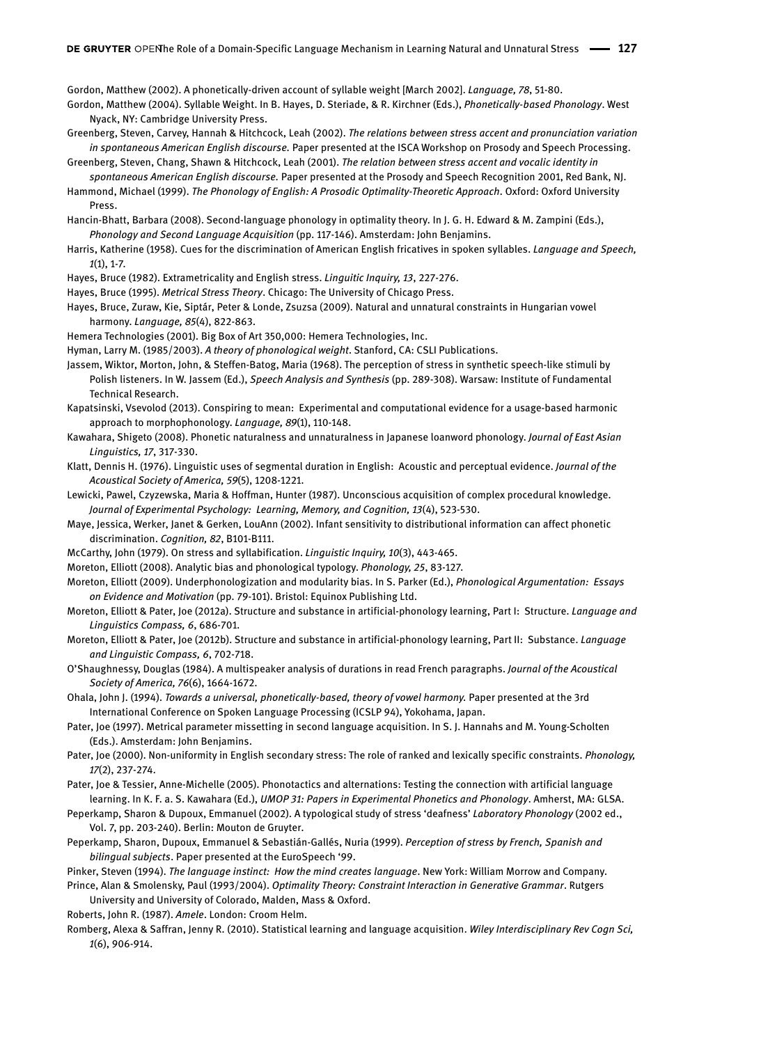Gordon, Matthew (2002). A phonetically-driven account of syllable weight [March 2002]. *Language, 78*, 51-80.

Gordon, Matthew (2004). Syllable Weight. In B. Hayes, D. Steriade, & R. Kirchner (Eds.), *Phonetically-based Phonology*. West Nyack, NY: Cambridge University Press.

Greenberg, Steven, Carvey, Hannah & Hitchcock, Leah (2002). *The relations between stress accent and pronunciation variation in spontaneous American English discourse.* Paper presented at the ISCA Workshop on Prosody and Speech Processing.

Greenberg, Steven, Chang, Shawn & Hitchcock, Leah (2001). *The relation between stress accent and vocalic identity in spontaneous American English discourse.* Paper presented at the Prosody and Speech Recognition 2001, Red Bank, NJ.

Hammond, Michael (1999). *The Phonology of English: A Prosodic Optimality-Theoretic Approach*. Oxford: Oxford University Press.

Hancin-Bhatt, Barbara (2008). Second-language phonology in optimality theory. In J. G. H. Edward & M. Zampini (Eds.), *Phonology and Second Language Acquisition* (pp. 117-146). Amsterdam: John Benjamins.

Harris, Katherine (1958). Cues for the discrimination of American English fricatives in spoken syllables. *Language and Speech, 1*(1), 1-7.

Hayes, Bruce (1982). Extrametricality and English stress. *Linguitic Inquiry, 13*, 227-276.

Hayes, Bruce (1995). *Metrical Stress Theory*. Chicago: The University of Chicago Press.

Hayes, Bruce, Zuraw, Kie, Siptár, Peter & Londe, Zsuzsa (2009). Natural and unnatural constraints in Hungarian vowel harmony. *Language, 85*(4), 822-863.

Hemera Technologies (2001). Big Box of Art 350,000: Hemera Technologies, Inc.

Hyman, Larry M. (1985/2003). *A theory of phonological weight*. Stanford, CA: CSLI Publications.

Jassem, Wiktor, Morton, John, & Steffen-Batog, Maria (1968). The perception of stress in synthetic speech-like stimuli by Polish listeners. In W. Jassem (Ed.), *Speech Analysis and Synthesis* (pp. 289-308). Warsaw: Institute of Fundamental Technical Research.

Kapatsinski, Vsevolod (2013). Conspiring to mean: Experimental and computational evidence for a usage-based harmonic approach to morphophonology. *Language, 89*(1), 110-148.

Kawahara, Shigeto (2008). Phonetic naturalness and unnaturalness in Japanese loanword phonology. *Journal of East Asian Linguistics, 17*, 317-330.

Klatt, Dennis H. (1976). Linguistic uses of segmental duration in English: Acoustic and perceptual evidence. *Journal of the Acoustical Society of America, 59*(5), 1208-1221.

Lewicki, Pawel, Czyzewska, Maria & Hoffman, Hunter (1987). Unconscious acquisition of complex procedural knowledge. *Journal of Experimental Psychology: Learning, Memory, and Cognition, 13*(4), 523-530.

Maye, Jessica, Werker, Janet & Gerken, LouAnn (2002). Infant sensitivity to distributional information can affect phonetic discrimination. *Cognition, 82*, B101-B111.

McCarthy, John (1979). On stress and syllabification. *Linguistic Inquiry, 10*(3), 443-465.

Moreton, Elliott (2008). Analytic bias and phonological typology. *Phonology, 25*, 83-127.

Moreton, Elliott (2009). Underphonologization and modularity bias. In S. Parker (Ed.), *Phonological Argumentation: Essays on Evidence and Motivation* (pp. 79-101). Bristol: Equinox Publishing Ltd.

Moreton, Elliott & Pater, Joe (2012a). Structure and substance in artificial-phonology learning, Part I: Structure. *Language and Linguistics Compass, 6*, 686-701.

Moreton, Elliott & Pater, Joe (2012b). Structure and substance in artificial-phonology learning, Part II: Substance. *Language and Linguistic Compass, 6*, 702-718.

O'Shaughnessy, Douglas (1984). A multispeaker analysis of durations in read French paragraphs. *Journal of the Acoustical Society of America, 76*(6), 1664-1672.

Ohala, John J. (1994). *Towards a universal, phonetically-based, theory of vowel harmony.* Paper presented at the 3rd International Conference on Spoken Language Processing (ICSLP 94), Yokohama, Japan.

Pater, Joe (1997). Metrical parameter missetting in second language acquisition. In S. J. Hannahs and M. Young-Scholten (Eds.). Amsterdam: John Benjamins.

Pater, Joe (2000). Non-uniformity in English secondary stress: The role of ranked and lexically specific constraints. *Phonology, 17*(2), 237-274.

Pater, Joe & Tessier, Anne-Michelle (2005). Phonotactics and alternations: Testing the connection with artificial language learning. In K. F. a. S. Kawahara (Ed.), *UMOP 31: Papers in Experimental Phonetics and Phonology*. Amherst, MA: GLSA.

Peperkamp, Sharon & Dupoux, Emmanuel (2002). A typological study of stress 'deafness' *Laboratory Phonology* (2002 ed., Vol. 7, pp. 203-240). Berlin: Mouton de Gruyter.

Peperkamp, Sharon, Dupoux, Emmanuel & Sebastián-Gallés, Nuria (1999). *Perception of stress by French, Spanish and bilingual subjects*. Paper presented at the EuroSpeech '99.

Pinker, Steven (1994). *The language instinct: How the mind creates language*. New York: William Morrow and Company.

Prince, Alan & Smolensky, Paul (1993/2004). *Optimality Theory: Constraint Interaction in Generative Grammar*. Rutgers University and University of Colorado, Malden, Mass & Oxford.

Roberts, John R. (1987). *Amele*. London: Croom Helm.

Romberg, Alexa & Saffran, Jenny R. (2010). Statistical learning and language acquisition. *Wiley Interdisciplinary Rev Cogn Sci, 1*(6), 906-914.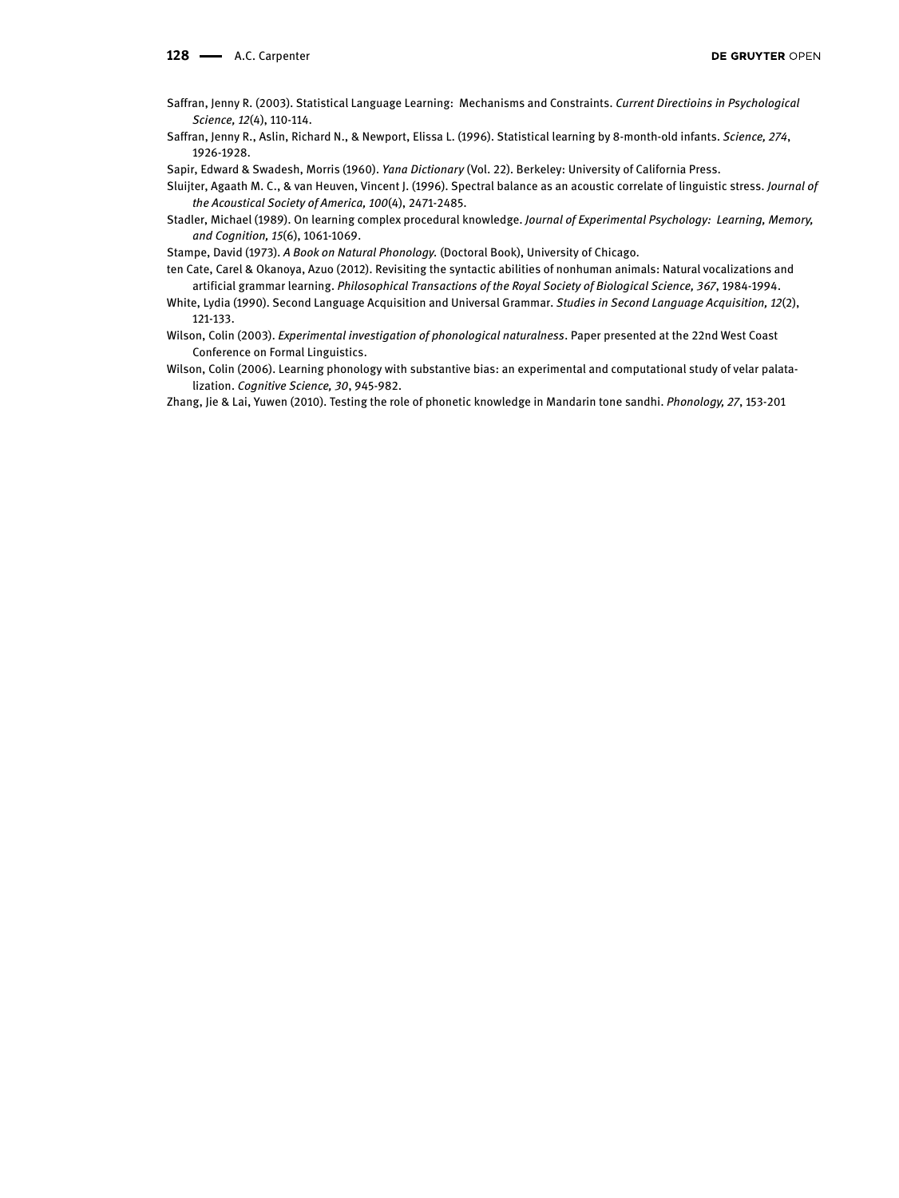Saffran, Jenny R. (2003). Statistical Language Learning: Mechanisms and Constraints. *Current Directioins in Psychological Science, 12*(4), 110-114.

Saffran, Jenny R., Aslin, Richard N., & Newport, Elissa L. (1996). Statistical learning by 8-month-old infants. *Science, 274*, 1926-1928.

Sapir, Edward & Swadesh, Morris (1960). *Yana Dictionary* (Vol. 22). Berkeley: University of California Press.

Sluijter, Agaath M. C., & van Heuven, Vincent J. (1996). Spectral balance as an acoustic correlate of linguistic stress. *Journal of the Acoustical Society of America, 100*(4), 2471-2485.

Stadler, Michael (1989). On learning complex procedural knowledge. *Journal of Experimental Psychology: Learning, Memory, and Cognition, 15*(6), 1061-1069.

Stampe, David (1973). *A Book on Natural Phonology.* (Doctoral Book), University of Chicago.

ten Cate, Carel & Okanoya, Azuo (2012). Revisiting the syntactic abilities of nonhuman animals: Natural vocalizations and artificial grammar learning. *Philosophical Transactions of the Royal Society of Biological Science, 367*, 1984-1994.

White, Lydia (1990). Second Language Acquisition and Universal Grammar. *Studies in Second Language Acquisition, 12*(2), 121-133.

Wilson, Colin (2003). *Experimental investigation of phonological naturalness*. Paper presented at the 22nd West Coast Conference on Formal Linguistics.

Wilson, Colin (2006). Learning phonology with substantive bias: an experimental and computational study of velar palatalization. *Cognitive Science, 30*, 945-982.

Zhang, Jie & Lai, Yuwen (2010). Testing the role of phonetic knowledge in Mandarin tone sandhi. *Phonology, 27*, 153-201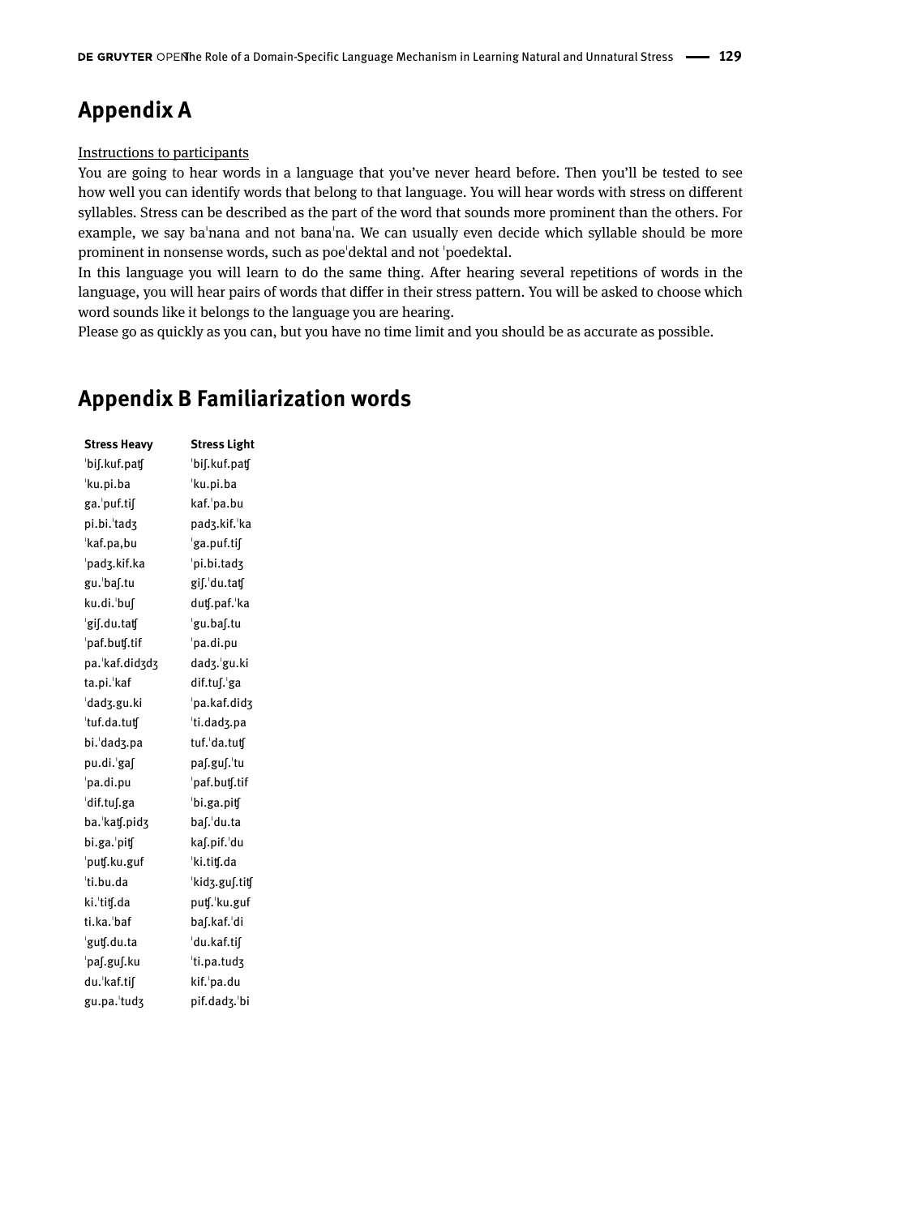# Appendix A

Instructions to participants

You are going to hear words in a language that you've never heard before. Then you'll be tested to see how well you can identify words that belong to that language. You will hear words with stress on different syllables. Stress can be described as the part of the word that sounds more prominent than the others. For example, we say baˈnana and not banaˈna. We can usually even decide which syllable should be more prominent in nonsense words, such as poeˈdektal and not ˈpoedektal.

In this language you will learn to do the same thing. After hearing several repetitions of words in the language, you will hear pairs of words that differ in their stress pattern. You will be asked to choose which word sounds like it belongs to the language you are hearing.

Please go as quickly as you can, but you have no time limit and you should be as accurate as possible.

# Appendix B Familiarization words

| Stress Heavy | Stress Light |
|---|---|
| ˈbiʃ.kuf.patʃ | ˈbiʃ.kuf.patʃ |
| ˈku.pi.ba | ˈku.pi.ba |
| ga.ˈpuf.tiʃ | kaf.ˈpa.bu |
| pi.bi.ˈtadʒ | padʒ.kif.ˈka |
| ˈkaf.pa,bu | ˈga.puf.tiʃ |
| ˈpadʒ.kif.ka | ˈpi.bi.tadʒ |
| gu.ˈbaʃ.tu | giʃ.ˈdu.tatʃ |
| ku.di.ˈbuʃ | dutʃ.paf.ˈka |
| ˈgiʃ.du.tatʃ | ˈgu.baʃ.tu |
| ˈpaf.butʃ.tif | ˈpa.di.pu |
| pa.ˈkaf.didʒdʒ | dadʒ.ˈgu.ki |
| ta.pi.ˈkaf | dif.tuʃ.ˈga |
| ˈdadʒ.gu.ki | ˈpa.kaf.didʒ |
| ˈtuf.da.tutʃ | ˈti.dadʒ.pa |
| bi.ˈdadʒ.pa | tuf.ˈda.tutʃ |
| pu.di.ˈgaʃ | paʃ.guʃ.ˈtu |
| ˈpa.di.pu | ˈpaf.butʃ.tif |
| ˈdif.tuʃ.ga | ˈbi.ga.pitʃ |
| ba.ˈkatʃ.pidʒ | baʃ.ˈdu.ta |
| bi.ga.ˈpitʃ | kaʃ.pif.ˈdu |
| ˈputʃ.ku.guf | ˈki.titʃ.da |
| ˈti.bu.da | ˈkidʒ.guʃ.titʃ |
| ki.ˈtitʃ.da | putʃ.ˈku.guf |
| ti.ka.ˈbaf | baʃ.kaf.ˈdi |
| ˈgutʃ.du.ta | ˈdu.kaf.tiʃ |
| ˈpaʃ.guʃ.ku | ˈti.pa.tudʒ |
| du.ˈkaf.tiʃ | kif.ˈpa.du |
| gu.pa.ˈtudʒ | pif.dadʒ.ˈbi |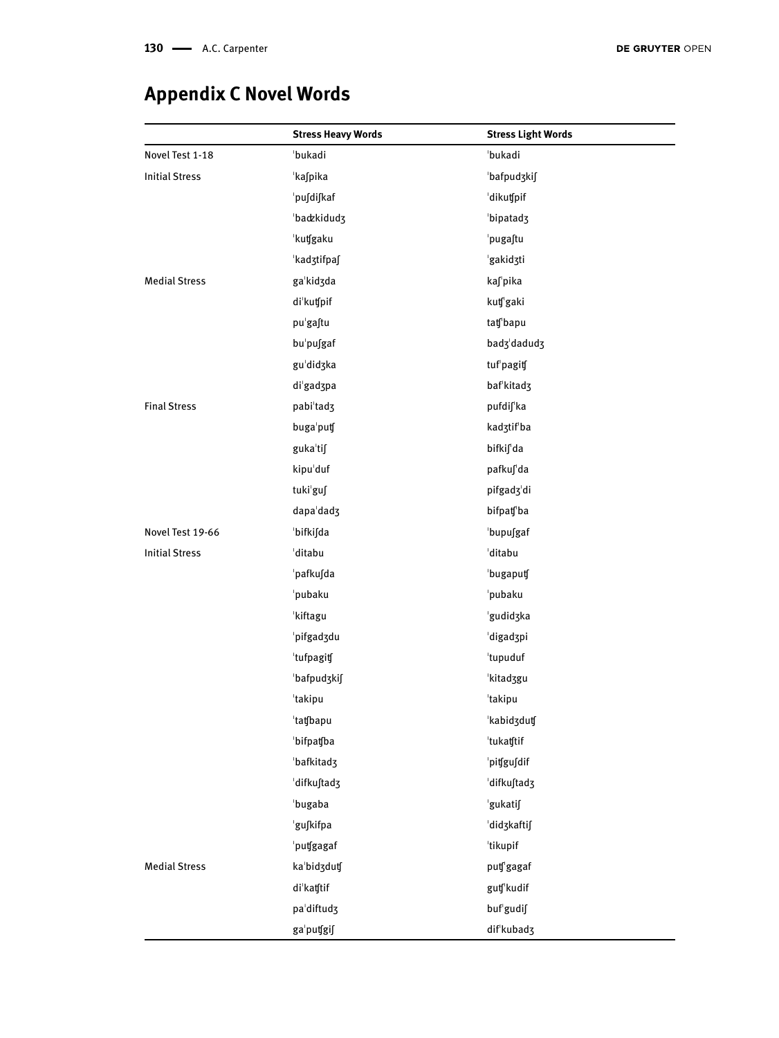## Appendix C Novel Words

| | Stress Heavy Words | Stress Light Words |
|---|---|---|
| Novel Test 1-18 | ˈbukadi | ˈbukadi |
| Initial Stress | ˈkaʃpika | ˈbafpudʒkiʃ |
| | ˈpuʃdiʃkaf | ˈdikutʃpif |
| | ˈbadʑkidudʒ | ˈbipatadʒ |
| | ˈkutʃgaku | ˈpugaʃtu |
| | ˈkadʒtifpaʃ | ˈgakidʒti |
| Medial Stress | gaˈkidʒda | kaʃˈpika |
| | diˈkutʃpif | kutʃˈgaki |
| | puˈgaʃtu | tatʃˈbapu |
| | buˈpuʃgaf | badʒˈdadudʒ |
| | guˈdidʒka | tufˈpagitʃ |
| | diˈgadʒpa | bafˈkitadʒ |
| Final Stress | pabiˈtadʒ | pufdiʃˈka |
| | bugaˈputʃ | kadʒtifˈba |
| | gukaˈtiʃ | bifkiʃˈda |
| | kipuˈduf | pafkuʃˈda |
| | tukiˈguʃ | pifgadʒˈdi |
| | dapaˈdadʒ | bifpatʃˈba |
| Novel Test 19-66 | ˈbifkiʃda | ˈbupuʃgaf |
| Initial Stress | ˈditabu | ˈditabu |
| | ˈpafkuʃda | ˈbugaputʃ |
| | ˈpubaku | ˈpubaku |
| | ˈkiftagu | ˈgudidʒka |
| | ˈpifgadʒdu | ˈdigadʒpi |
| | ˈtufpagitʃ | ˈtupuduf |
| | ˈbafpudʒkiʃ | ˈkitadʒgu |
| | ˈtakipu | ˈtakipu |
| | ˈtatʃbapu | ˈkabidʒdutʃ |
| | ˈbifpatʃba | ˈtukatʃtif |
| | ˈbafkitadʒ | ˈpitʃguʃdif |
| | ˈdifkuʃtadʒ | ˈdifkuʃtadʒ |
| | ˈbugaba | ˈgukatiʃ |
| | ˈguʃkifpa | ˈdidʒkaftiʃ |
| | ˈputʃgagaf | ˈtikupif |
| Medial Stress | kaˈbidʒdutʃ | putʃˈgagaf |
| | diˈkatʃtif | gutʃˈkudif |
| | paˈdiftudʒ | bufˈgudiʃ |
| | gaˈputʃgiʃ | difˈkubadʒ |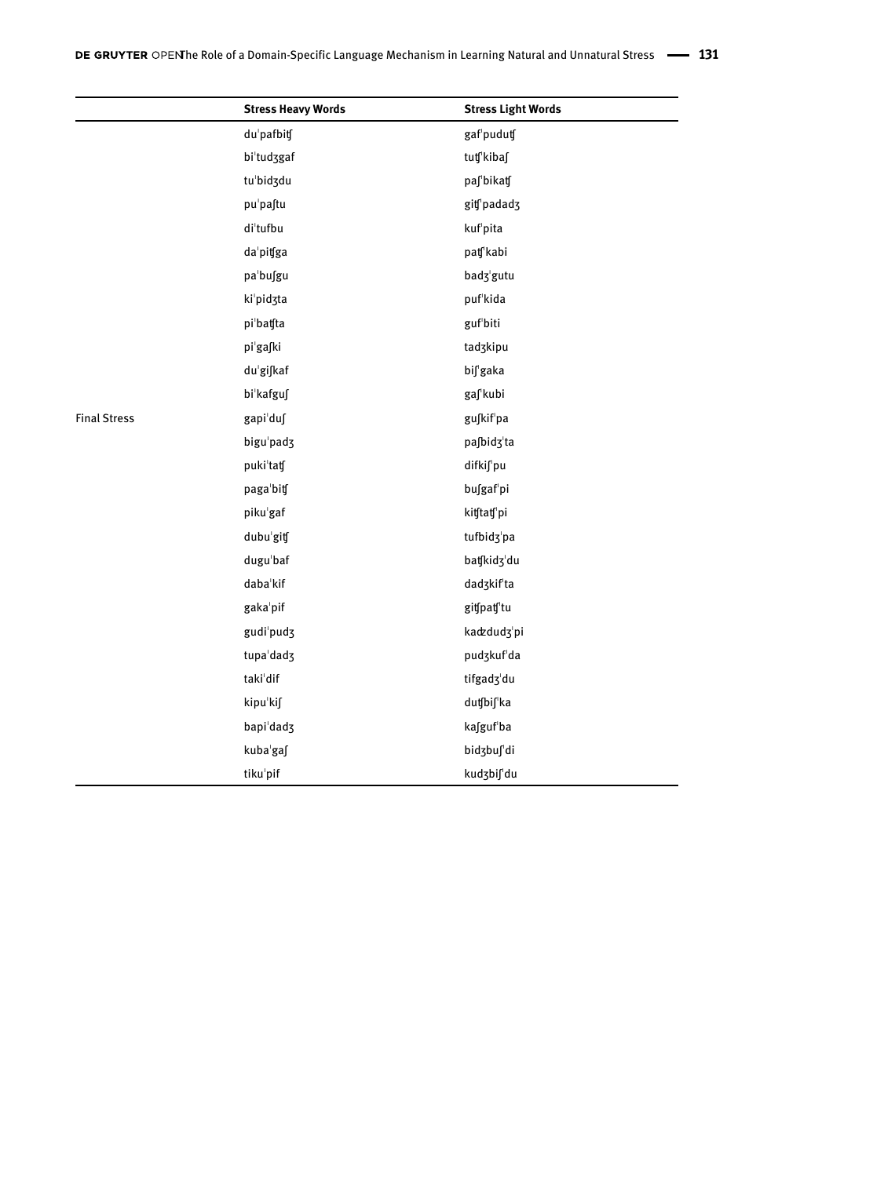| | Stress Heavy Words | Stress Light Words |
|---|---|---|
| | duˈpafbitʃ | gafˈpudutʃ |
| | biˈtudʒgaf | tutʃˈkibaʃ |
| | tuˈbidʒdu | paʃˈbikatʃ |
| | puˈpaʃtu | gitʃˈpadadʒ |
| | diˈtufbu | kufˈpita |
| | daˈpitʃga | patʃˈkabi |
| | paˈbuʃgu | badʒˈgutu |
| | kiˈpidʒta | pufˈkida |
| | piˈbatʃta | gufˈbiti |
| | piˈgaʃki | tadʒkipu |
| | duˈgiʃkaf | biʃˈgaka |
| | biˈkafguʃ | gaʃˈkubi |
| Final Stress | gapiˈduʃ | guʃkifˈpa |
| | biguˈpadʒ | paʃbidʒˈta |
| | pukiˈtatʃ | difkiʃˈpu |
| | pagaˈbitʃ | buʃgafˈpi |
| | pikuˈgaf | kitʃtatʃˈpi |
| | dubuˈgitʃ | tufbidʒˈpa |
| | duguˈbaf | batʃkidʒˈdu |
| | dabaˈkif | dadʒkifˈta |
| | gakaˈpif | gitʃpatʃˈtu |
| | gudiˈpudʒ | kadʑdudʒˈpi |
| | tupaˈdadʒ | pudʒkufˈda |
| | takiˈdif | tifgadʒˈdu |
| | kipuˈkiʃ | dutʃbiʃˈka |
| | bapiˈdadʒ | kaʃgufˈba |
| | kubaˈgaʃ | bidʒbuʃˈdi |
| | tikuˈpif | kudʒbiʃˈdu |